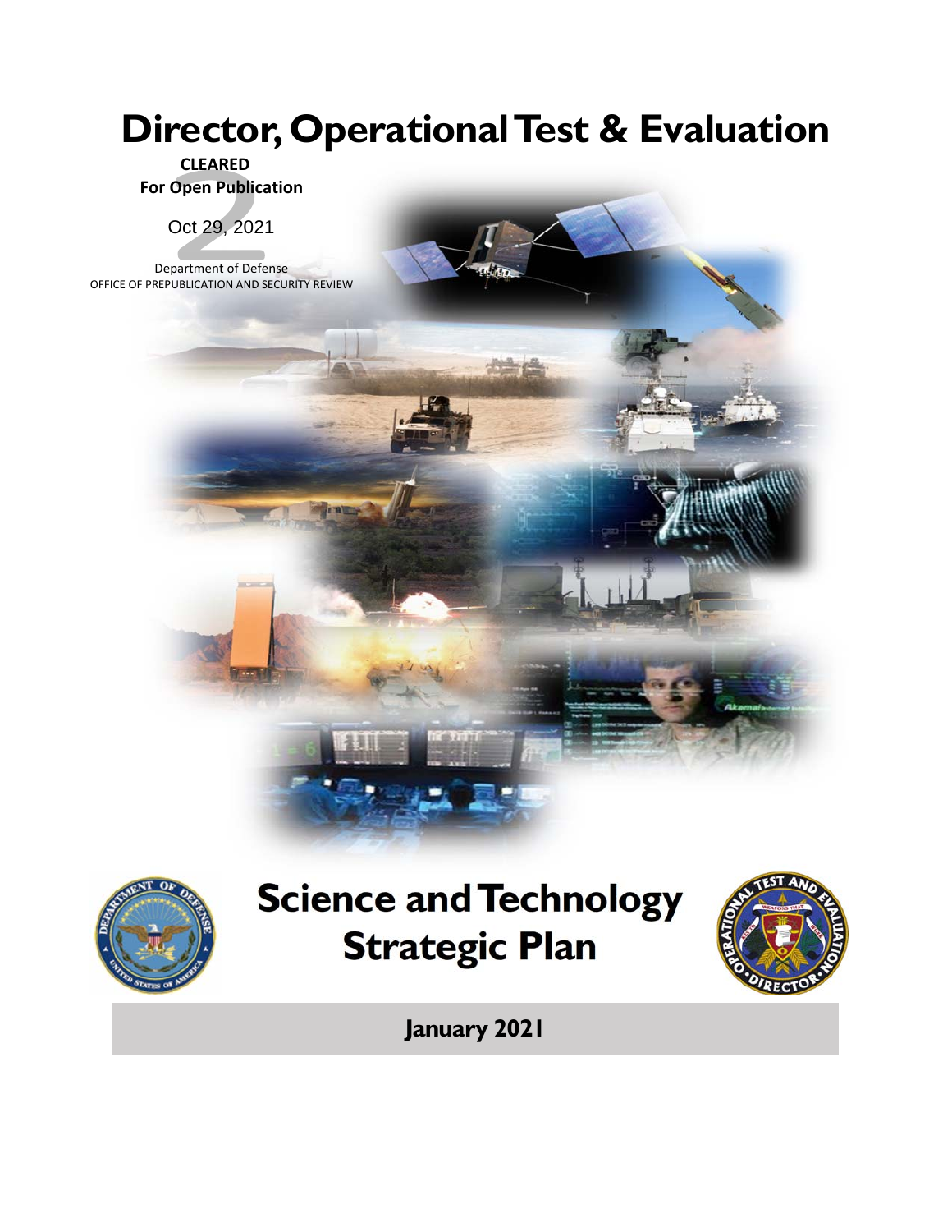# Director, Operational Test & Evaluation

**CLEARED**
**For Open Publication**

Oct 29, 2021

Department of Defense
OFFICE OF PREPUBLICATION AND SECURITY REVIEW

# Science and Technology Strategic Plan

**January 2021**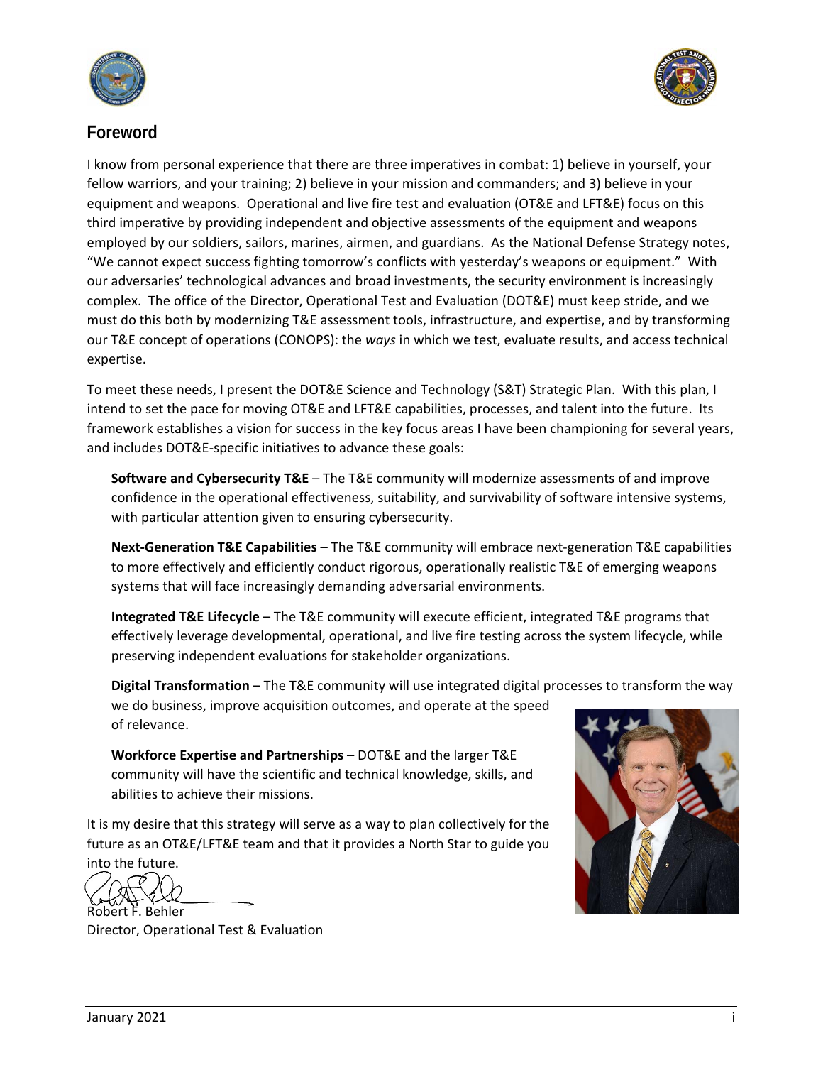## Foreword

I know from personal experience that there are three imperatives in combat: 1) believe in yourself, your fellow warriors, and your training; 2) believe in your mission and commanders; and 3) believe in your equipment and weapons. Operational and live fire test and evaluation (OT&E and LFT&E) focus on this third imperative by providing independent and objective assessments of the equipment and weapons employed by our soldiers, sailors, marines, airmen, and guardians. As the National Defense Strategy notes, "We cannot expect success fighting tomorrow's conflicts with yesterday's weapons or equipment." With our adversaries' technological advances and broad investments, the security environment is increasingly complex. The office of the Director, Operational Test and Evaluation (DOT&E) must keep stride, and we must do this both by modernizing T&E assessment tools, infrastructure, and expertise, and by transforming our T&E concept of operations (CONOPS): the *ways* in which we test, evaluate results, and access technical expertise.

To meet these needs, I present the DOT&E Science and Technology (S&T) Strategic Plan. With this plan, I intend to set the pace for moving OT&E and LFT&E capabilities, processes, and talent into the future. Its framework establishes a vision for success in the key focus areas I have been championing for several years, and includes DOT&E-specific initiatives to advance these goals:

**Software and Cybersecurity T&E** – The T&E community will modernize assessments of and improve confidence in the operational effectiveness, suitability, and survivability of software intensive systems, with particular attention given to ensuring cybersecurity.

**Next-Generation T&E Capabilities** – The T&E community will embrace next-generation T&E capabilities to more effectively and efficiently conduct rigorous, operationally realistic T&E of emerging weapons systems that will face increasingly demanding adversarial environments.

**Integrated T&E Lifecycle** – The T&E community will execute efficient, integrated T&E programs that effectively leverage developmental, operational, and live fire testing across the system lifecycle, while preserving independent evaluations for stakeholder organizations.

**Digital Transformation** – The T&E community will use integrated digital processes to transform the way we do business, improve acquisition outcomes, and operate at the speed of relevance.

**Workforce Expertise and Partnerships** – DOT&E and the larger T&E community will have the scientific and technical knowledge, skills, and abilities to achieve their missions.

It is my desire that this strategy will serve as a way to plan collectively for the future as an OT&E/LFT&E team and that it provides a North Star to guide you into the future.

Robert F. Behler
Director, Operational Test & Evaluation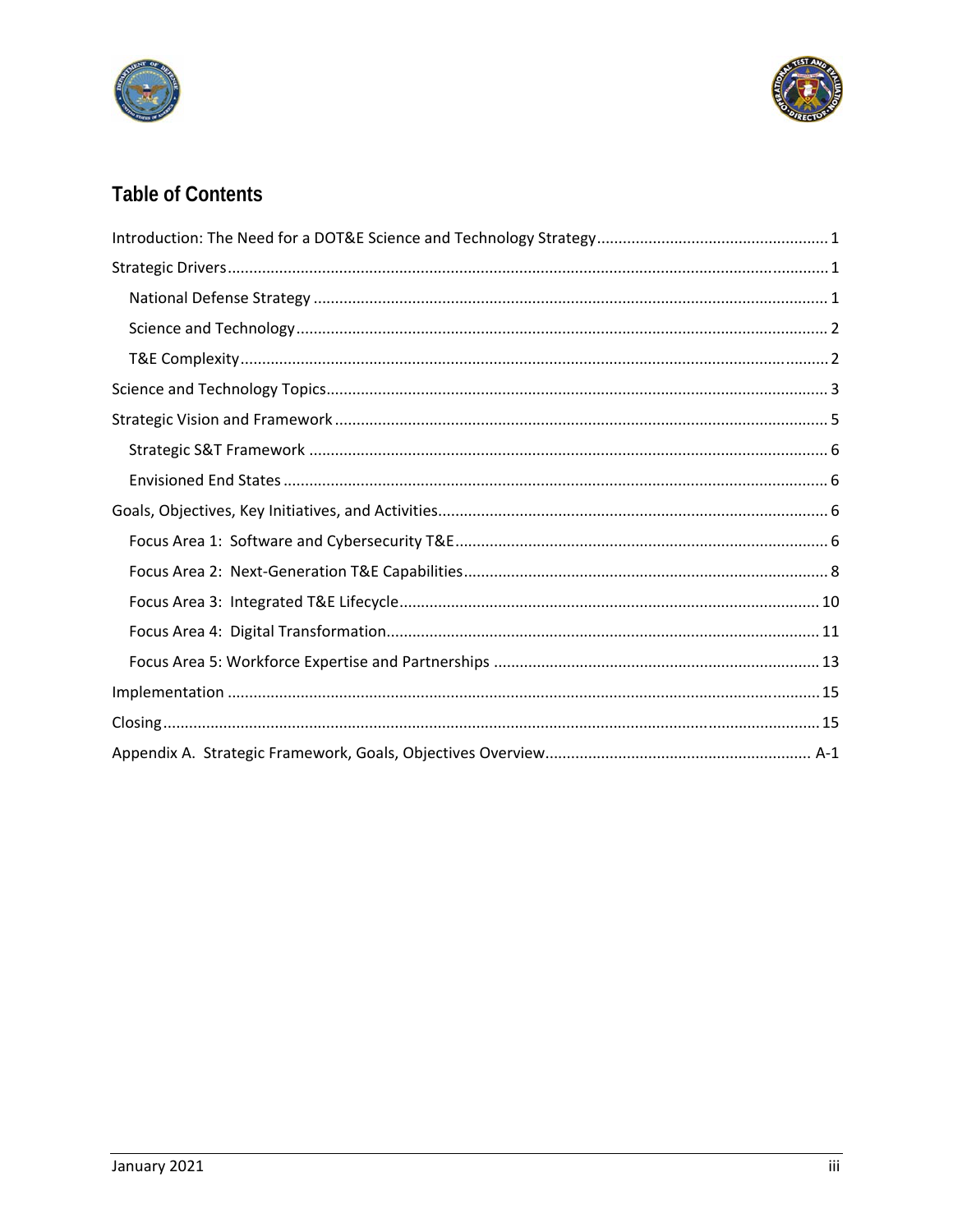## Table of Contents

- Introduction: The Need for a DOT&E Science and Technology Strategy ..... 1
- Strategic Drivers ..... 1
  - National Defense Strategy ..... 1
  - Science and Technology ..... 2
  - T&E Complexity ..... 2
- Science and Technology Topics ..... 3
- Strategic Vision and Framework ..... 5
  - Strategic S&T Framework ..... 6
  - Envisioned End States ..... 6
- Goals, Objectives, Key Initiatives, and Activities ..... 6
  - Focus Area 1: Software and Cybersecurity T&E ..... 6
  - Focus Area 2: Next-Generation T&E Capabilities ..... 8
  - Focus Area 3: Integrated T&E Lifecycle ..... 10
  - Focus Area 4: Digital Transformation ..... 11
  - Focus Area 5: Workforce Expertise and Partnerships ..... 13
- Implementation ..... 15
- Closing ..... 15
- Appendix A. Strategic Framework, Goals, Objectives Overview ..... A-1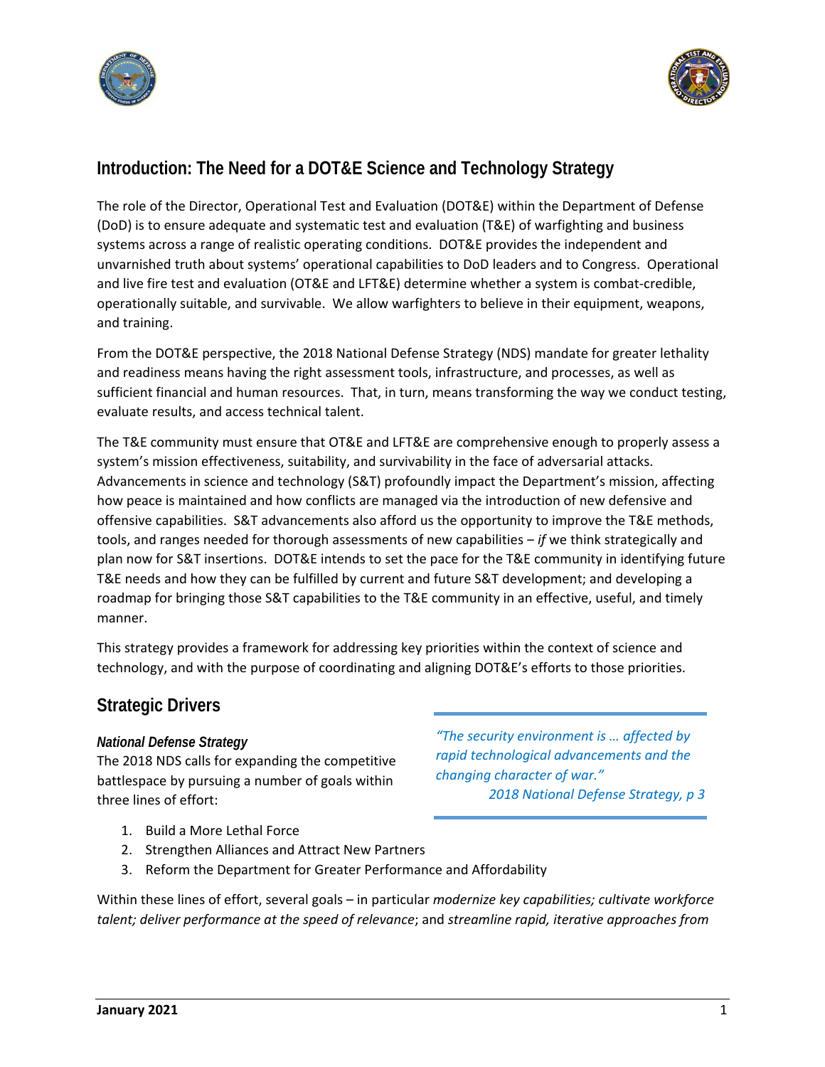## Introduction: The Need for a DOT&E Science and Technology Strategy

The role of the Director, Operational Test and Evaluation (DOT&E) within the Department of Defense (DoD) is to ensure adequate and systematic test and evaluation (T&E) of warfighting and business systems across a range of realistic operating conditions. DOT&E provides the independent and unvarnished truth about systems' operational capabilities to DoD leaders and to Congress. Operational and live fire test and evaluation (OT&E and LFT&E) determine whether a system is combat-credible, operationally suitable, and survivable. We allow warfighters to believe in their equipment, weapons, and training.

From the DOT&E perspective, the 2018 National Defense Strategy (NDS) mandate for greater lethality and readiness means having the right assessment tools, infrastructure, and processes, as well as sufficient financial and human resources. That, in turn, means transforming the way we conduct testing, evaluate results, and access technical talent.

The T&E community must ensure that OT&E and LFT&E are comprehensive enough to properly assess a system's mission effectiveness, suitability, and survivability in the face of adversarial attacks. Advancements in science and technology (S&T) profoundly impact the Department's mission, affecting how peace is maintained and how conflicts are managed via the introduction of new defensive and offensive capabilities. S&T advancements also afford us the opportunity to improve the T&E methods, tools, and ranges needed for thorough assessments of new capabilities – *if* we think strategically and plan now for S&T insertions. DOT&E intends to set the pace for the T&E community in identifying future T&E needs and how they can be fulfilled by current and future S&T development; and developing a roadmap for bringing those S&T capabilities to the T&E community in an effective, useful, and timely manner.

This strategy provides a framework for addressing key priorities within the context of science and technology, and with the purpose of coordinating and aligning DOT&E's efforts to those priorities.

## Strategic Drivers

### *National Defense Strategy*

The 2018 NDS calls for expanding the competitive battlespace by pursuing a number of goals within three lines of effort:

> *"The security environment is … affected by rapid technological advancements and the changing character of war."*
> *2018 National Defense Strategy, p 3*

1. Build a More Lethal Force
2. Strengthen Alliances and Attract New Partners
3. Reform the Department for Greater Performance and Affordability

Within these lines of effort, several goals – in particular *modernize key capabilities; cultivate workforce talent; deliver performance at the speed of relevance*; and *streamline rapid, iterative approaches from*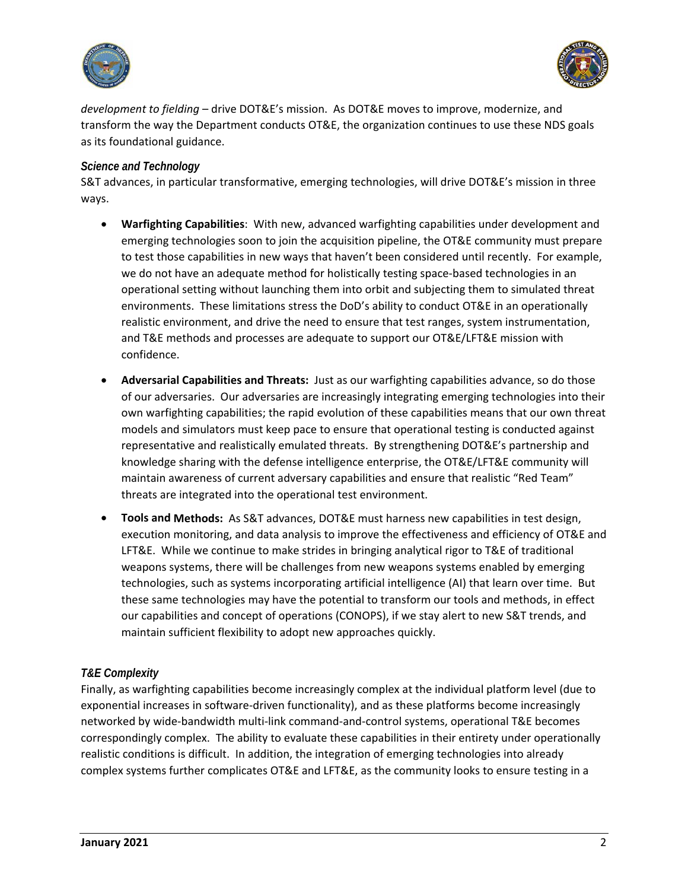*development to fielding* – drive DOT&E's mission. As DOT&E moves to improve, modernize, and transform the way the Department conducts OT&E, the organization continues to use these NDS goals as its foundational guidance.

### *Science and Technology*

S&T advances, in particular transformative, emerging technologies, will drive DOT&E's mission in three ways.

- **Warfighting Capabilities**: With new, advanced warfighting capabilities under development and emerging technologies soon to join the acquisition pipeline, the OT&E community must prepare to test those capabilities in new ways that haven't been considered until recently. For example, we do not have an adequate method for holistically testing space-based technologies in an operational setting without launching them into orbit and subjecting them to simulated threat environments. These limitations stress the DoD's ability to conduct OT&E in an operationally realistic environment, and drive the need to ensure that test ranges, system instrumentation, and T&E methods and processes are adequate to support our OT&E/LFT&E mission with confidence.
- **Adversarial Capabilities and Threats:** Just as our warfighting capabilities advance, so do those of our adversaries. Our adversaries are increasingly integrating emerging technologies into their own warfighting capabilities; the rapid evolution of these capabilities means that our own threat models and simulators must keep pace to ensure that operational testing is conducted against representative and realistically emulated threats. By strengthening DOT&E's partnership and knowledge sharing with the defense intelligence enterprise, the OT&E/LFT&E community will maintain awareness of current adversary capabilities and ensure that realistic "Red Team" threats are integrated into the operational test environment.
- **Tools and Methods:** As S&T advances, DOT&E must harness new capabilities in test design, execution monitoring, and data analysis to improve the effectiveness and efficiency of OT&E and LFT&E. While we continue to make strides in bringing analytical rigor to T&E of traditional weapons systems, there will be challenges from new weapons systems enabled by emerging technologies, such as systems incorporating artificial intelligence (AI) that learn over time. But these same technologies may have the potential to transform our tools and methods, in effect our capabilities and concept of operations (CONOPS), if we stay alert to new S&T trends, and maintain sufficient flexibility to adopt new approaches quickly.

### *T&E Complexity*

Finally, as warfighting capabilities become increasingly complex at the individual platform level (due to exponential increases in software-driven functionality), and as these platforms become increasingly networked by wide-bandwidth multi-link command-and-control systems, operational T&E becomes correspondingly complex. The ability to evaluate these capabilities in their entirety under operationally realistic conditions is difficult. In addition, the integration of emerging technologies into already complex systems further complicates OT&E and LFT&E, as the community looks to ensure testing in a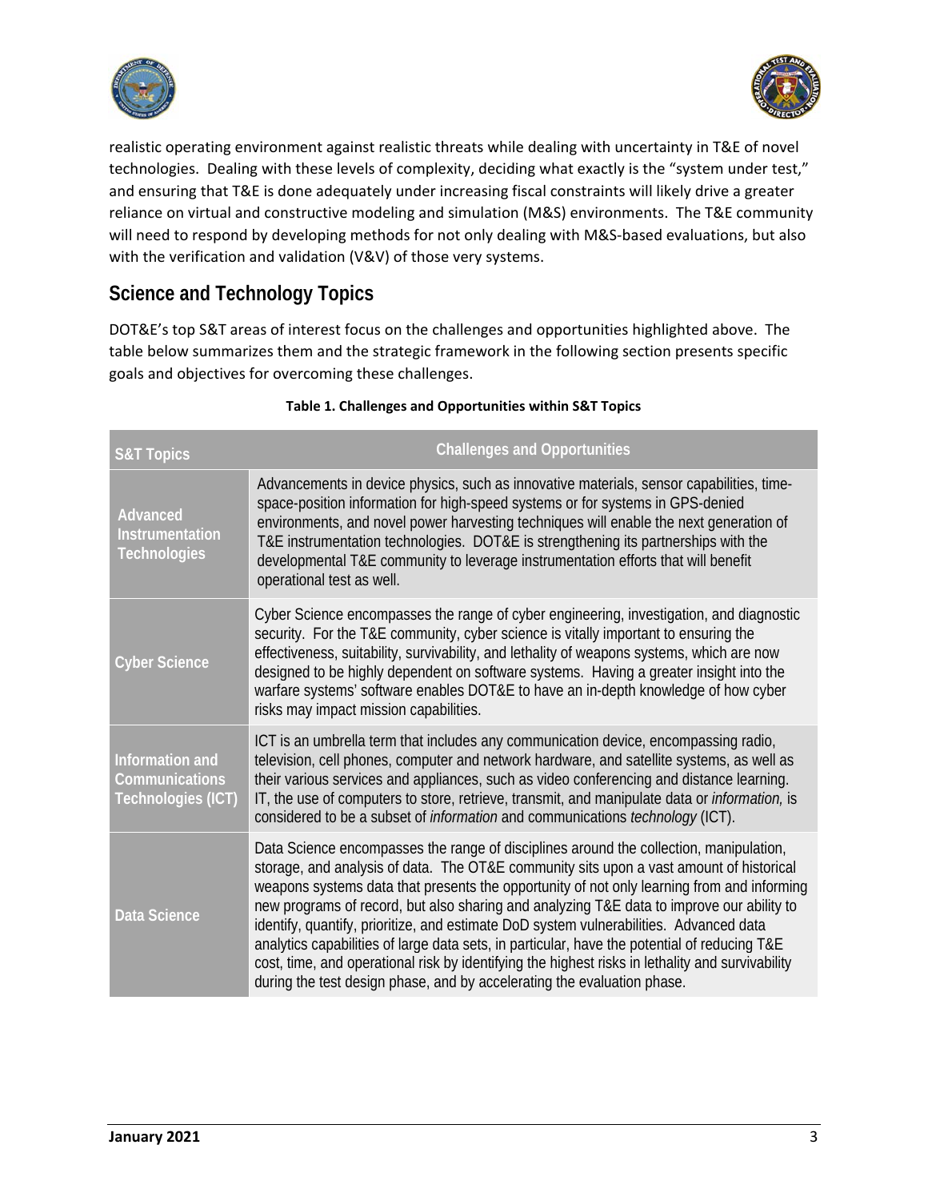realistic operating environment against realistic threats while dealing with uncertainty in T&E of novel technologies. Dealing with these levels of complexity, deciding what exactly is the "system under test," and ensuring that T&E is done adequately under increasing fiscal constraints will likely drive a greater reliance on virtual and constructive modeling and simulation (M&S) environments. The T&E community will need to respond by developing methods for not only dealing with M&S-based evaluations, but also with the verification and validation (V&V) of those very systems.

## Science and Technology Topics

DOT&E's top S&T areas of interest focus on the challenges and opportunities highlighted above. The table below summarizes them and the strategic framework in the following section presents specific goals and objectives for overcoming these challenges.

**Table 1. Challenges and Opportunities within S&T Topics**

| S&T Topics | Challenges and Opportunities |
|---|---|
| Advanced Instrumentation Technologies | Advancements in device physics, such as innovative materials, sensor capabilities, time-space-position information for high-speed systems or for systems in GPS-denied environments, and novel power harvesting techniques will enable the next generation of T&E instrumentation technologies. DOT&E is strengthening its partnerships with the developmental T&E community to leverage instrumentation efforts that will benefit operational test as well. |
| Cyber Science | Cyber Science encompasses the range of cyber engineering, investigation, and diagnostic security. For the T&E community, cyber science is vitally important to ensuring the effectiveness, suitability, survivability, and lethality of weapons systems, which are now designed to be highly dependent on software systems. Having a greater insight into the warfare systems' software enables DOT&E to have an in-depth knowledge of how cyber risks may impact mission capabilities. |
| Information and Communications Technologies (ICT) | ICT is an umbrella term that includes any communication device, encompassing radio, television, cell phones, computer and network hardware, and satellite systems, as well as their various services and appliances, such as video conferencing and distance learning. IT, the use of computers to store, retrieve, transmit, and manipulate data or *information,* is considered to be a subset of *information* and communications *technology* (ICT). |
| Data Science | Data Science encompasses the range of disciplines around the collection, manipulation, storage, and analysis of data. The OT&E community sits upon a vast amount of historical weapons systems data that presents the opportunity of not only learning from and informing new programs of record, but also sharing and analyzing T&E data to improve our ability to identify, quantify, prioritize, and estimate DoD system vulnerabilities. Advanced data analytics capabilities of large data sets, in particular, have the potential of reducing T&E cost, time, and operational risk by identifying the highest risks in lethality and survivability during the test design phase, and by accelerating the evaluation phase. |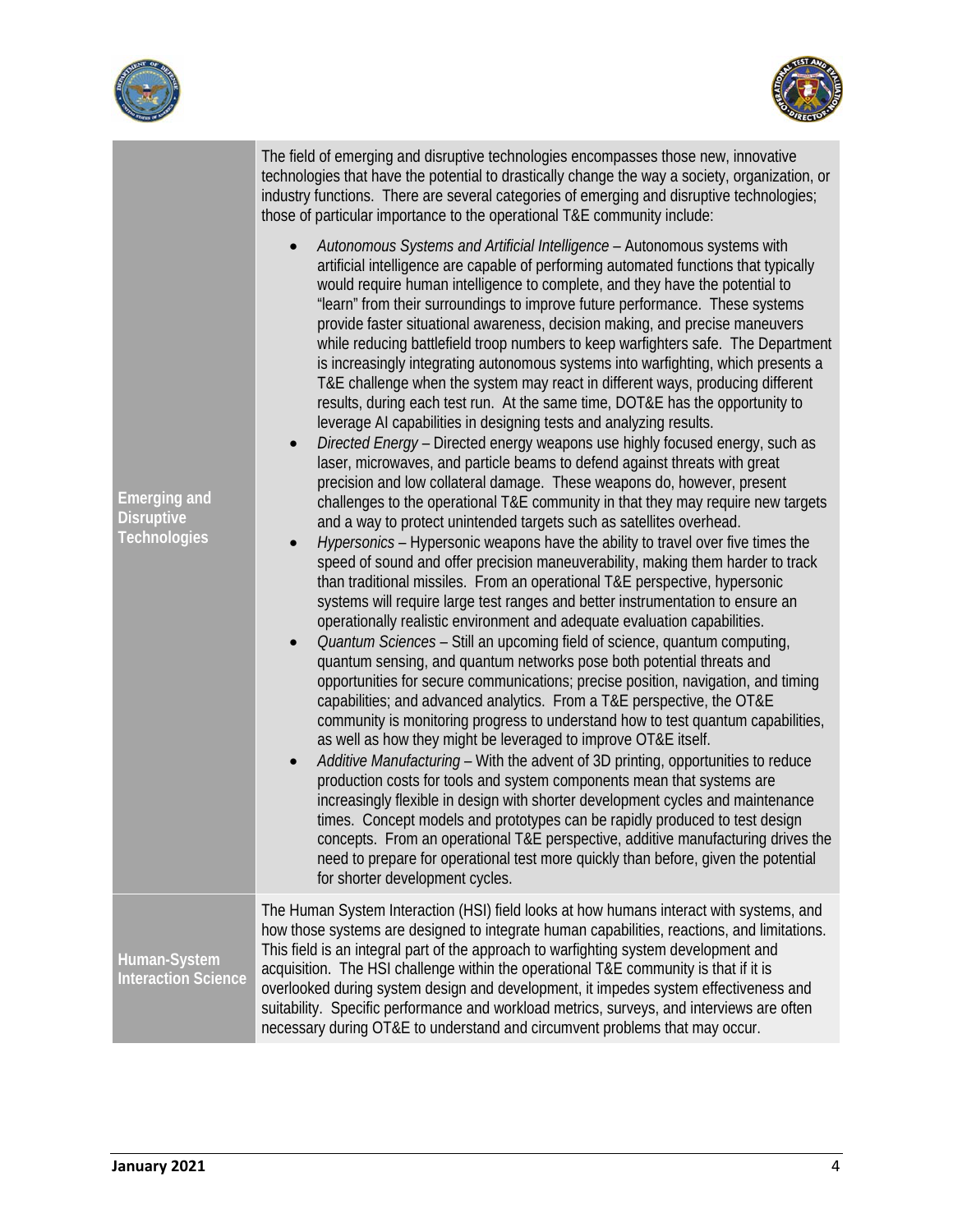| | |
|---|---|
| **Emerging and Disruptive Technologies** | The field of emerging and disruptive technologies encompasses those new, innovative technologies that have the potential to drastically change the way a society, organization, or industry functions. There are several categories of emerging and disruptive technologies; those of particular importance to the operational T&E community include:<br><br>• *Autonomous Systems and Artificial Intelligence* – Autonomous systems with artificial intelligence are capable of performing automated functions that typically would require human intelligence to complete, and they have the potential to "learn" from their surroundings to improve future performance. These systems provide faster situational awareness, decision making, and precise maneuvers while reducing battlefield troop numbers to keep warfighters safe. The Department is increasingly integrating autonomous systems into warfighting, which presents a T&E challenge when the system may react in different ways, producing different results, during each test run. At the same time, DOT&E has the opportunity to leverage AI capabilities in designing tests and analyzing results.<br>• *Directed Energy* – Directed energy weapons use highly focused energy, such as laser, microwaves, and particle beams to defend against threats with great precision and low collateral damage. These weapons do, however, present challenges to the operational T&E community in that they may require new targets and a way to protect unintended targets such as satellites overhead.<br>• *Hypersonics* – Hypersonic weapons have the ability to travel over five times the speed of sound and offer precision maneuverability, making them harder to track than traditional missiles. From an operational T&E perspective, hypersonic systems will require large test ranges and better instrumentation to ensure an operationally realistic environment and adequate evaluation capabilities.<br>• *Quantum Sciences* – Still an upcoming field of science, quantum computing, quantum sensing, and quantum networks pose both potential threats and opportunities for secure communications; precise position, navigation, and timing capabilities; and advanced analytics. From a T&E perspective, the OT&E community is monitoring progress to understand how to test quantum capabilities, as well as how they might be leveraged to improve OT&E itself.<br>• *Additive Manufacturing* – With the advent of 3D printing, opportunities to reduce production costs for tools and system components mean that systems are increasingly flexible in design with shorter development cycles and maintenance times. Concept models and prototypes can be rapidly produced to test design concepts. From an operational T&E perspective, additive manufacturing drives the need to prepare for operational test more quickly than before, given the potential for shorter development cycles. |
| **Human-System Interaction Science** | The Human System Interaction (HSI) field looks at how humans interact with systems, and how those systems are designed to integrate human capabilities, reactions, and limitations. This field is an integral part of the approach to warfighting system development and acquisition. The HSI challenge within the operational T&E community is that if it is overlooked during system design and development, it impedes system effectiveness and suitability. Specific performance and workload metrics, surveys, and interviews are often necessary during OT&E to understand and circumvent problems that may occur. |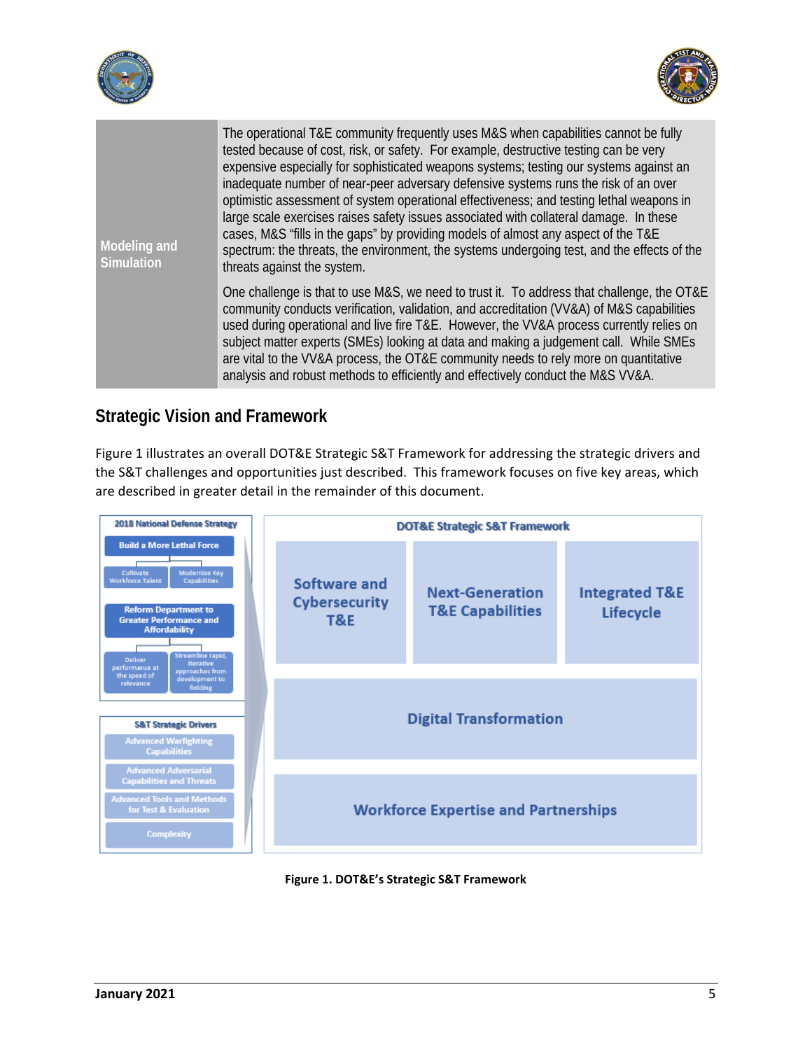| | |
|---|---|
| **Modeling and Simulation** | The operational T&E community frequently uses M&S when capabilities cannot be fully tested because of cost, risk, or safety. For example, destructive testing can be very expensive especially for sophisticated weapons systems; testing our systems against an inadequate number of near-peer adversary defensive systems runs the risk of an over optimistic assessment of system operational effectiveness; and testing lethal weapons in large scale exercises raises safety issues associated with collateral damage. In these cases, M&S "fills in the gaps" by providing models of almost any aspect of the T&E spectrum: the threats, the environment, the systems undergoing test, and the effects of the threats against the system.<br><br>One challenge is that to use M&S, we need to trust it. To address that challenge, the OT&E community conducts verification, validation, and accreditation (VV&A) of M&S capabilities used during operational and live fire T&E. However, the VV&A process currently relies on subject matter experts (SMEs) looking at data and making a judgement call. While SMEs are vital to the VV&A process, the OT&E community needs to rely more on quantitative analysis and robust methods to efficiently and effectively conduct the M&S VV&A. |

## Strategic Vision and Framework

Figure 1 illustrates an overall DOT&E Strategic S&T Framework for addressing the strategic drivers and the S&T challenges and opportunities just described. This framework focuses on five key areas, which are described in greater detail in the remainder of this document.

2018 National Defense Strategy

Build a More Lethal Force

Cultivate Workforce Talent

Modernize Key Capabilities

Reform Department to Greater Performance and Affordability

Deliver performance at the speed of relevance

Streamline rapid, iterative approaches from development to fielding

S&T Strategic Drivers

Advanced Warfighting Capabilities

Advanced Adversarial Capabilities and Threats

Advanced Tools and Methods for Test & Evaluation

Complexity

DOT&E Strategic S&T Framework

Software and Cybersecurity T&E

Next-Generation T&E Capabilities

Integrated T&E Lifecycle

Digital Transformation

Workforce Expertise and Partnerships

**Figure 1. DOT&E's Strategic S&T Framework**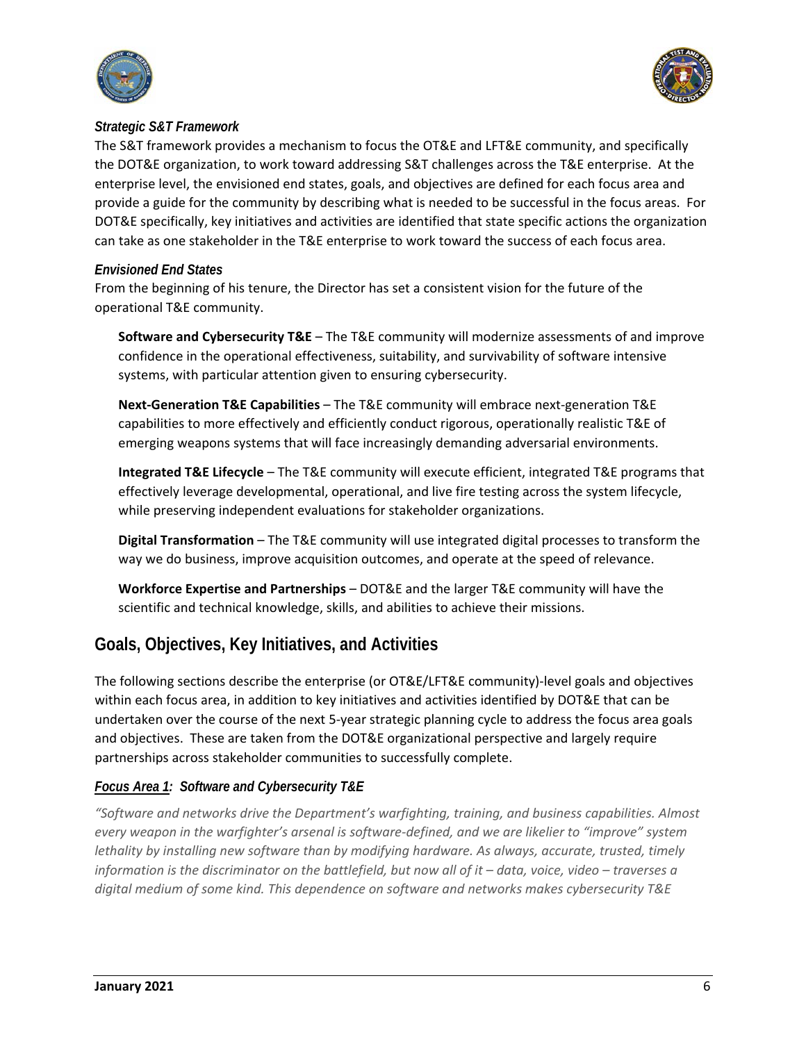### *Strategic S&T Framework*

The S&T framework provides a mechanism to focus the OT&E and LFT&E community, and specifically the DOT&E organization, to work toward addressing S&T challenges across the T&E enterprise. At the enterprise level, the envisioned end states, goals, and objectives are defined for each focus area and provide a guide for the community by describing what is needed to be successful in the focus areas. For DOT&E specifically, key initiatives and activities are identified that state specific actions the organization can take as one stakeholder in the T&E enterprise to work toward the success of each focus area.

### *Envisioned End States*

From the beginning of his tenure, the Director has set a consistent vision for the future of the operational T&E community.

**Software and Cybersecurity T&E** – The T&E community will modernize assessments of and improve confidence in the operational effectiveness, suitability, and survivability of software intensive systems, with particular attention given to ensuring cybersecurity.

**Next-Generation T&E Capabilities** – The T&E community will embrace next-generation T&E capabilities to more effectively and efficiently conduct rigorous, operationally realistic T&E of emerging weapons systems that will face increasingly demanding adversarial environments.

**Integrated T&E Lifecycle** – The T&E community will execute efficient, integrated T&E programs that effectively leverage developmental, operational, and live fire testing across the system lifecycle, while preserving independent evaluations for stakeholder organizations.

**Digital Transformation** – The T&E community will use integrated digital processes to transform the way we do business, improve acquisition outcomes, and operate at the speed of relevance.

**Workforce Expertise and Partnerships** – DOT&E and the larger T&E community will have the scientific and technical knowledge, skills, and abilities to achieve their missions.

## Goals, Objectives, Key Initiatives, and Activities

The following sections describe the enterprise (or OT&E/LFT&E community)-level goals and objectives within each focus area, in addition to key initiatives and activities identified by DOT&E that can be undertaken over the course of the next 5-year strategic planning cycle to address the focus area goals and objectives. These are taken from the DOT&E organizational perspective and largely require partnerships across stakeholder communities to successfully complete.

### *Focus Area 1: Software and Cybersecurity T&E*

*"Software and networks drive the Department's warfighting, training, and business capabilities. Almost every weapon in the warfighter's arsenal is software-defined, and we are likelier to "improve" system lethality by installing new software than by modifying hardware. As always, accurate, trusted, timely information is the discriminator on the battlefield, but now all of it – data, voice, video – traverses a digital medium of some kind. This dependence on software and networks makes cybersecurity T&E*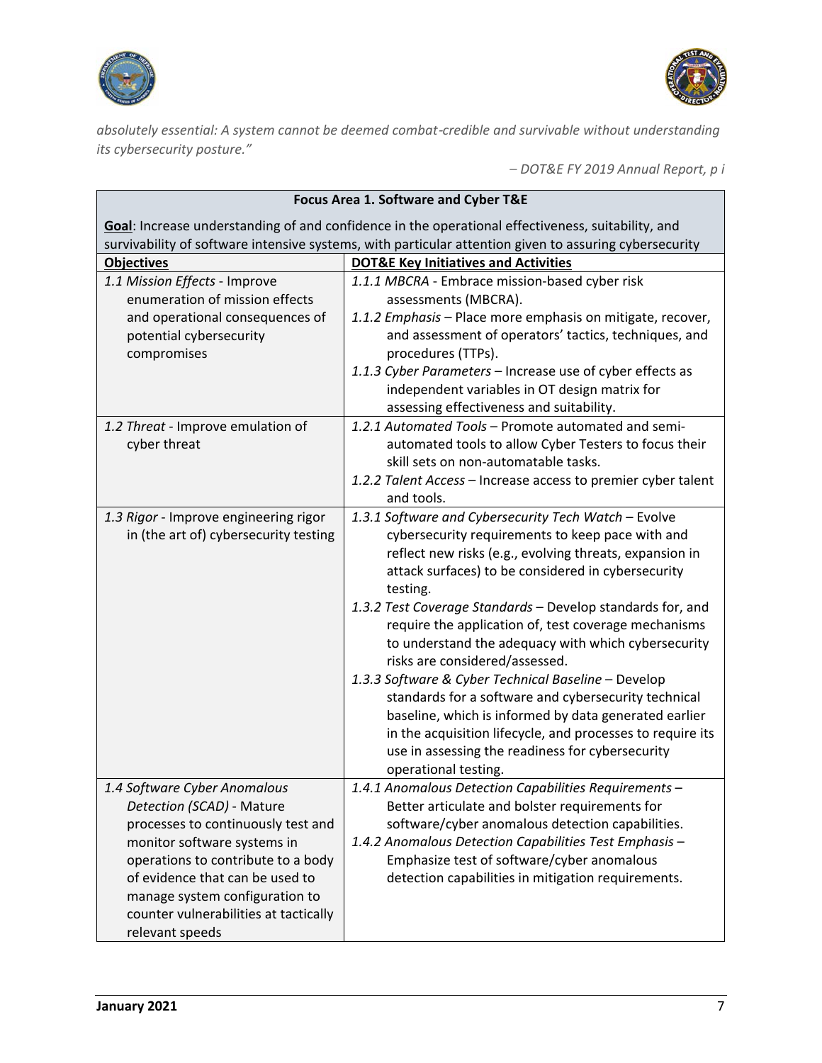*absolutely essential: A system cannot be deemed combat-credible and survivable without understanding its cybersecurity posture."*

*– DOT&E FY 2019 Annual Report, p i*

| **Focus Area 1. Software and Cyber T&E** | |
|---|---|
| **Goal**: Increase understanding of and confidence in the operational effectiveness, suitability, and survivability of software intensive systems, with particular attention given to assuring cybersecurity | |
| **Objectives** | **DOT&E Key Initiatives and Activities** |
| *1.1 Mission Effects* - Improve enumeration of mission effects and operational consequences of potential cybersecurity compromises | *1.1.1 MBCRA* - Embrace mission-based cyber risk assessments (MBCRA).<br>*1.1.2 Emphasis* – Place more emphasis on mitigate, recover, and assessment of operators' tactics, techniques, and procedures (TTPs).<br>*1.1.3 Cyber Parameters* – Increase use of cyber effects as independent variables in OT design matrix for assessing effectiveness and suitability. |
| *1.2 Threat* - Improve emulation of cyber threat | *1.2.1 Automated Tools* – Promote automated and semi-automated tools to allow Cyber Testers to focus their skill sets on non-automatable tasks.<br>*1.2.2 Talent Access* – Increase access to premier cyber talent and tools. |
| *1.3 Rigor* - Improve engineering rigor in (the art of) cybersecurity testing | *1.3.1 Software and Cybersecurity Tech Watch* – Evolve cybersecurity requirements to keep pace with and reflect new risks (e.g., evolving threats, expansion in attack surfaces) to be considered in cybersecurity testing.<br>*1.3.2 Test Coverage Standards* – Develop standards for, and require the application of, test coverage mechanisms to understand the adequacy with which cybersecurity risks are considered/assessed.<br>*1.3.3 Software & Cyber Technical Baseline* – Develop standards for a software and cybersecurity technical baseline, which is informed by data generated earlier in the acquisition lifecycle, and processes to require its use in assessing the readiness for cybersecurity operational testing. |
| *1.4 Software Cyber Anomalous Detection (SCAD)* - Mature processes to continuously test and monitor software systems in operations to contribute to a body of evidence that can be used to manage system configuration to counter vulnerabilities at tactically relevant speeds | *1.4.1 Anomalous Detection Capabilities Requirements* – Better articulate and bolster requirements for software/cyber anomalous detection capabilities.<br>*1.4.2 Anomalous Detection Capabilities Test Emphasis* – Emphasize test of software/cyber anomalous detection capabilities in mitigation requirements. |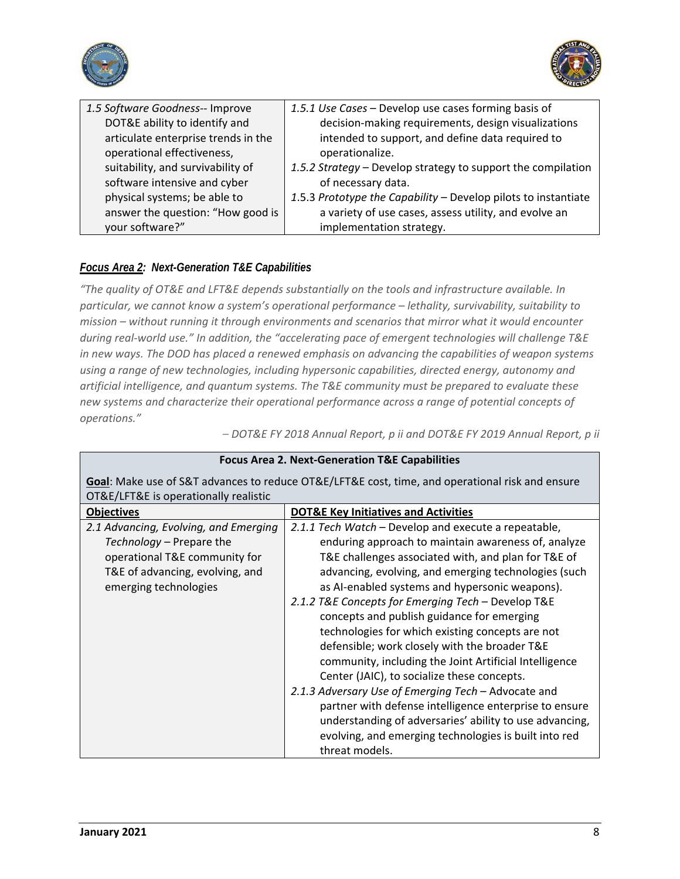| | |
|---|---|
| *1.5 Software Goodness*-- Improve DOT&E ability to identify and articulate enterprise trends in the operational effectiveness, suitability, and survivability of software intensive and cyber physical systems; be able to answer the question: "How good is your software?" | *1.5.1 Use Cases* – Develop use cases forming basis of decision-making requirements, design visualizations intended to support, and define data required to operationalize.<br>*1.5.2 Strategy* – Develop strategy to support the compilation of necessary data.<br>1.5.3 *Prototype the Capability* – Develop pilots to instantiate a variety of use cases, assess utility, and evolve an implementation strategy. |

### ***Focus Area 2:*** ***Next-Generation T&E Capabilities***

*"The quality of OT&E and LFT&E depends substantially on the tools and infrastructure available. In particular, we cannot know a system's operational performance – lethality, survivability, suitability to mission – without running it through environments and scenarios that mirror what it would encounter during real-world use." In addition, the "accelerating pace of emergent technologies will challenge T&E in new ways. The DOD has placed a renewed emphasis on advancing the capabilities of weapon systems using a range of new technologies, including hypersonic capabilities, directed energy, autonomy and artificial intelligence, and quantum systems. The T&E community must be prepared to evaluate these new systems and characterize their operational performance across a range of potential concepts of operations."*

*– DOT&E FY 2018 Annual Report, p ii and DOT&E FY 2019 Annual Report, p ii*

| **Focus Area 2. Next-Generation T&E Capabilities** | |
|---|---|
| **Goal**: Make use of S&T advances to reduce OT&E/LFT&E cost, time, and operational risk and ensure OT&E/LFT&E is operationally realistic | |
| **Objectives** | **DOT&E Key Initiatives and Activities** |
| 2.1 Advancing, Evolving, and Emerging *Technology* – Prepare the operational T&E community for T&E of advancing, evolving, and emerging technologies | *2.1.1 Tech Watch* – Develop and execute a repeatable, enduring approach to maintain awareness of, analyze T&E challenges associated with, and plan for T&E of advancing, evolving, and emerging technologies (such as AI-enabled systems and hypersonic weapons).<br>*2.1.2 T&E Concepts for Emerging Tech* – Develop T&E concepts and publish guidance for emerging technologies for which existing concepts are not defensible; work closely with the broader T&E community, including the Joint Artificial Intelligence Center (JAIC), to socialize these concepts.<br>*2.1.3 Adversary Use of Emerging Tech* – Advocate and partner with defense intelligence enterprise to ensure understanding of adversaries' ability to use advancing, evolving, and emerging technologies is built into red threat models. |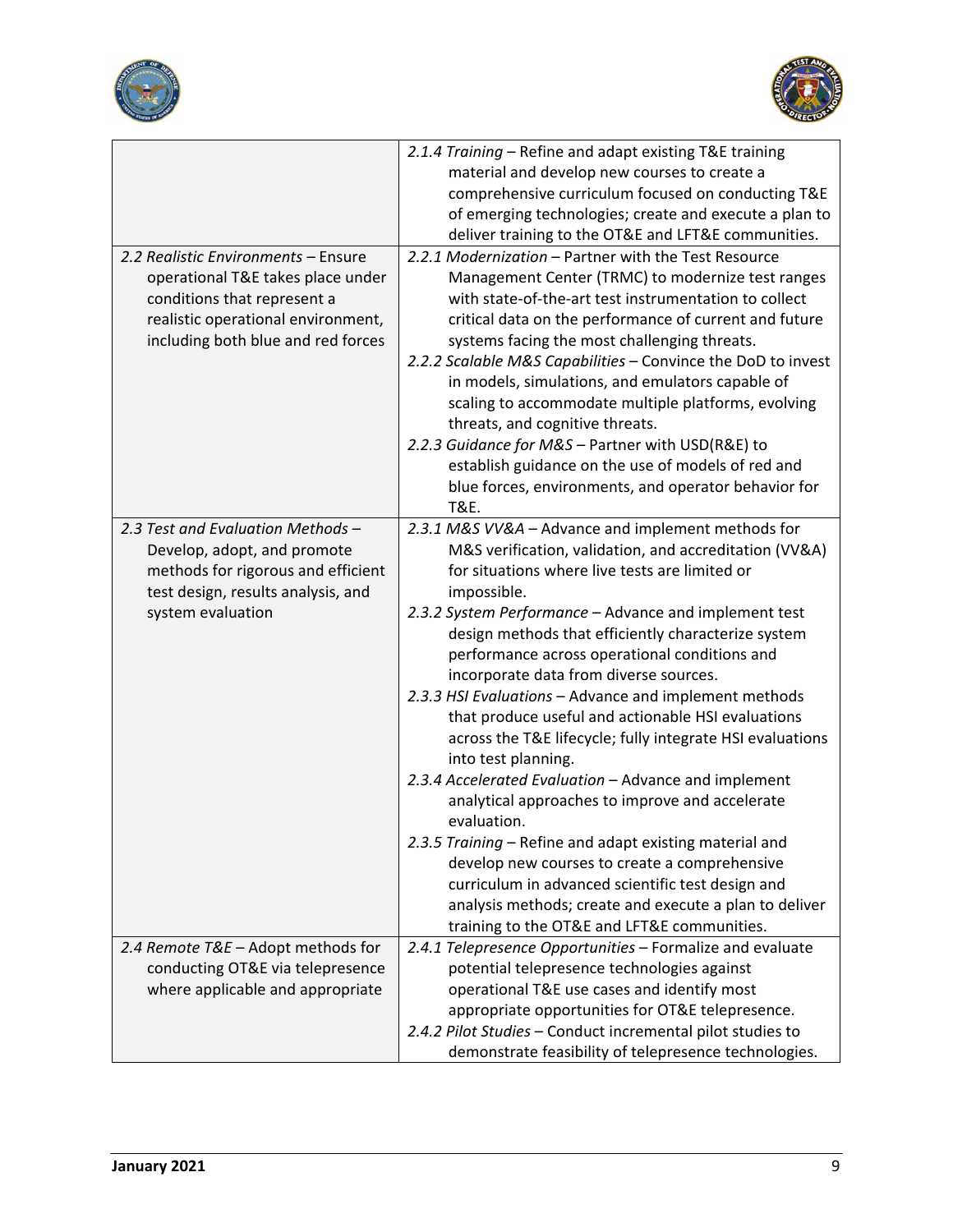| | |
|---|---|
| | *2.1.4 Training* – Refine and adapt existing T&E training material and develop new courses to create a comprehensive curriculum focused on conducting T&E of emerging technologies; create and execute a plan to deliver training to the OT&E and LFT&E communities. |
| *2.2 Realistic Environments* – Ensure operational T&E takes place under conditions that represent a realistic operational environment, including both blue and red forces | *2.2.1 Modernization* – Partner with the Test Resource Management Center (TRMC) to modernize test ranges with state-of-the-art test instrumentation to collect critical data on the performance of current and future systems facing the most challenging threats.<br>*2.2.2 Scalable M&S Capabilities* – Convince the DoD to invest in models, simulations, and emulators capable of scaling to accommodate multiple platforms, evolving threats, and cognitive threats.<br>*2.2.3 Guidance for M&S* – Partner with USD(R&E) to establish guidance on the use of models of red and blue forces, environments, and operator behavior for T&E. |
| *2.3 Test and Evaluation Methods* – Develop, adopt, and promote methods for rigorous and efficient test design, results analysis, and system evaluation | *2.3.1 M&S VV&A* – Advance and implement methods for M&S verification, validation, and accreditation (VV&A) for situations where live tests are limited or impossible.<br>*2.3.2 System Performance* – Advance and implement test design methods that efficiently characterize system performance across operational conditions and incorporate data from diverse sources.<br>*2.3.3 HSI Evaluations* – Advance and implement methods that produce useful and actionable HSI evaluations across the T&E lifecycle; fully integrate HSI evaluations into test planning.<br>*2.3.4 Accelerated Evaluation* – Advance and implement analytical approaches to improve and accelerate evaluation.<br>*2.3.5 Training* – Refine and adapt existing material and develop new courses to create a comprehensive curriculum in advanced scientific test design and analysis methods; create and execute a plan to deliver training to the OT&E and LFT&E communities. |
| *2.4 Remote T&E* – Adopt methods for conducting OT&E via telepresence where applicable and appropriate | *2.4.1 Telepresence Opportunities* – Formalize and evaluate potential telepresence technologies against operational T&E use cases and identify most appropriate opportunities for OT&E telepresence.<br>*2.4.2 Pilot Studies* – Conduct incremental pilot studies to demonstrate feasibility of telepresence technologies. |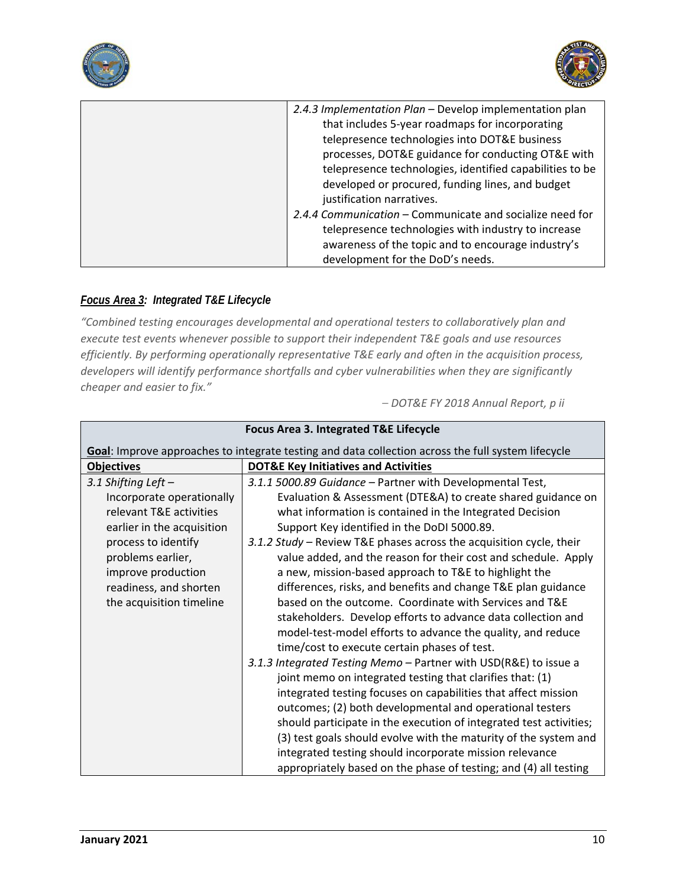| | |
|---|---|
| | *2.4.3 Implementation Plan* – Develop implementation plan that includes 5-year roadmaps for incorporating telepresence technologies into DOT&E business processes, DOT&E guidance for conducting OT&E with telepresence technologies, identified capabilities to be developed or procured, funding lines, and budget justification narratives.<br>*2.4.4 Communication* – Communicate and socialize need for telepresence technologies with industry to increase awareness of the topic and to encourage industry's development for the DoD's needs. |

### ***Focus Area 3: Integrated T&E Lifecycle***

*"Combined testing encourages developmental and operational testers to collaboratively plan and execute test events whenever possible to support their independent T&E goals and use resources efficiently. By performing operationally representative T&E early and often in the acquisition process, developers will identify performance shortfalls and cyber vulnerabilities when they are significantly cheaper and easier to fix."*

*– DOT&E FY 2018 Annual Report, p ii*

| **Focus Area 3. Integrated T&E Lifecycle** | |
|---|---|
| **Goal**: Improve approaches to integrate testing and data collection across the full system lifecycle | |
| **Objectives** | **DOT&E Key Initiatives and Activities** |
| *3.1 Shifting Left* – Incorporate operationally relevant T&E activities earlier in the acquisition process to identify problems earlier, improve production readiness, and shorten the acquisition timeline | *3.1.1 5000.89 Guidance* – Partner with Developmental Test, Evaluation & Assessment (DTE&A) to create shared guidance on what information is contained in the Integrated Decision Support Key identified in the DoDI 5000.89.<br>*3.1.2 Study* – Review T&E phases across the acquisition cycle, their value added, and the reason for their cost and schedule. Apply a new, mission-based approach to T&E to highlight the differences, risks, and benefits and change T&E plan guidance based on the outcome. Coordinate with Services and T&E stakeholders. Develop efforts to advance data collection and model-test-model efforts to advance the quality, and reduce time/cost to execute certain phases of test.<br>*3.1.3 Integrated Testing Memo* – Partner with USD(R&E) to issue a joint memo on integrated testing that clarifies that: (1) integrated testing focuses on capabilities that affect mission outcomes; (2) both developmental and operational testers should participate in the execution of integrated test activities; (3) test goals should evolve with the maturity of the system and integrated testing should incorporate mission relevance appropriately based on the phase of testing; and (4) all testing |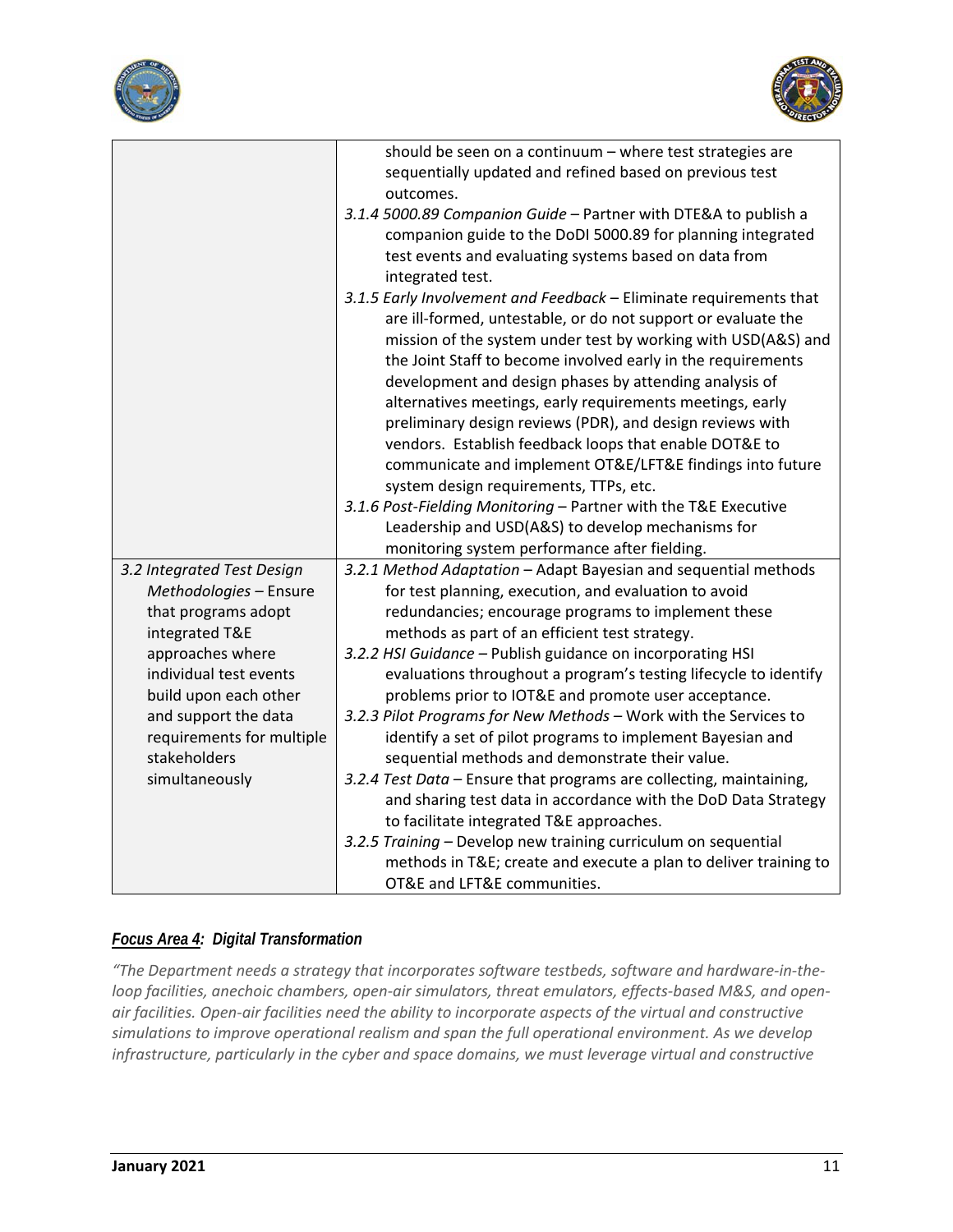| | |
|---|---|
| | should be seen on a continuum – where test strategies are sequentially updated and refined based on previous test outcomes.<br>*3.1.4 5000.89 Companion Guide* – Partner with DTE&A to publish a companion guide to the DoDI 5000.89 for planning integrated test events and evaluating systems based on data from integrated test.<br>*3.1.5 Early Involvement and Feedback* – Eliminate requirements that are ill-formed, untestable, or do not support or evaluate the mission of the system under test by working with USD(A&S) and the Joint Staff to become involved early in the requirements development and design phases by attending analysis of alternatives meetings, early requirements meetings, early preliminary design reviews (PDR), and design reviews with vendors. Establish feedback loops that enable DOT&E to communicate and implement OT&E/LFT&E findings into future system design requirements, TTPs, etc.<br>*3.1.6 Post-Fielding Monitoring* – Partner with the T&E Executive Leadership and USD(A&S) to develop mechanisms for monitoring system performance after fielding. |
| *3.2 Integrated Test Design Methodologies* – Ensure that programs adopt integrated T&E approaches where individual test events build upon each other and support the data requirements for multiple stakeholders simultaneously | *3.2.1 Method Adaptation* – Adapt Bayesian and sequential methods for test planning, execution, and evaluation to avoid redundancies; encourage programs to implement these methods as part of an efficient test strategy.<br>*3.2.2 HSI Guidance* – Publish guidance on incorporating HSI evaluations throughout a program's testing lifecycle to identify problems prior to IOT&E and promote user acceptance.<br>*3.2.3 Pilot Programs for New Methods* – Work with the Services to identify a set of pilot programs to implement Bayesian and sequential methods and demonstrate their value.<br>*3.2.4 Test Data* – Ensure that programs are collecting, maintaining, and sharing test data in accordance with the DoD Data Strategy to facilitate integrated T&E approaches.<br>*3.2.5 Training* – Develop new training curriculum on sequential methods in T&E; create and execute a plan to deliver training to OT&E and LFT&E communities. |

### ***Focus Area 4: Digital Transformation***

*"The Department needs a strategy that incorporates software testbeds, software and hardware-in-the-loop facilities, anechoic chambers, open-air simulators, threat emulators, effects-based M&S, and open-air facilities. Open-air facilities need the ability to incorporate aspects of the virtual and constructive simulations to improve operational realism and span the full operational environment. As we develop infrastructure, particularly in the cyber and space domains, we must leverage virtual and constructive*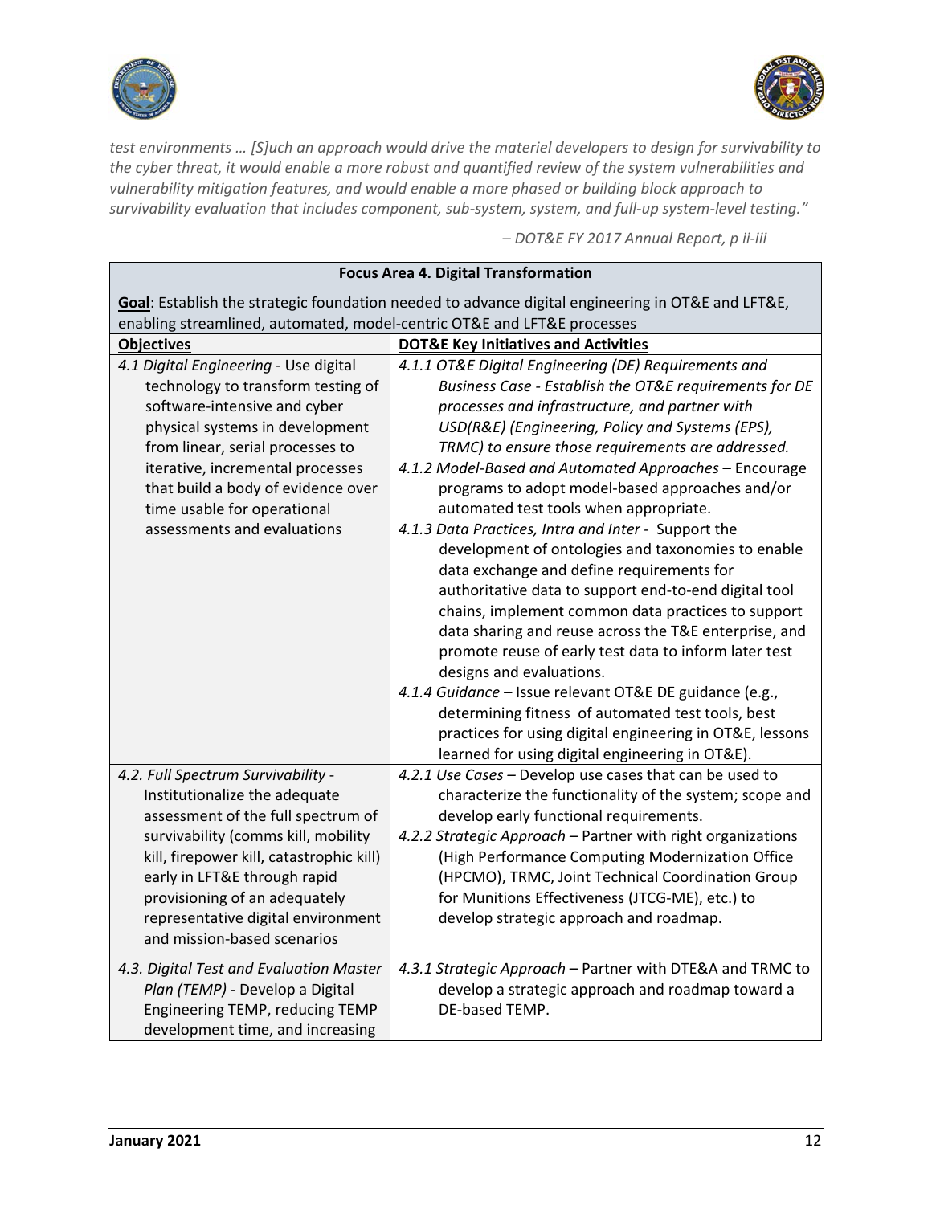*test environments … [S]uch an approach would drive the materiel developers to design for survivability to the cyber threat, it would enable a more robust and quantified review of the system vulnerabilities and vulnerability mitigation features, and would enable a more phased or building block approach to survivability evaluation that includes component, sub-system, system, and full-up system-level testing."*

*– DOT&E FY 2017 Annual Report, p ii-iii*

| **Focus Area 4. Digital Transformation** | |
|---|---|
| **Goal**: Establish the strategic foundation needed to advance digital engineering in OT&E and LFT&E, enabling streamlined, automated, model-centric OT&E and LFT&E processes | |
| **Objectives** | **DOT&E Key Initiatives and Activities** |
| *4.1 Digital Engineering* - Use digital technology to transform testing of software-intensive and cyber physical systems in development from linear, serial processes to iterative, incremental processes that build a body of evidence over time usable for operational assessments and evaluations | *4.1.1 OT&E Digital Engineering (DE) Requirements and Business Case - Establish the OT&E requirements for DE processes and infrastructure, and partner with USD(R&E) (Engineering, Policy and Systems (EPS), TRMC) to ensure those requirements are addressed.*<br>*4.1.2 Model-Based and Automated Approaches* – Encourage programs to adopt model-based approaches and/or automated test tools when appropriate.<br>*4.1.3 Data Practices, Intra and Inter* - Support the development of ontologies and taxonomies to enable data exchange and define requirements for authoritative data to support end-to-end digital tool chains, implement common data practices to support data sharing and reuse across the T&E enterprise, and promote reuse of early test data to inform later test designs and evaluations.<br>*4.1.4 Guidance* – Issue relevant OT&E DE guidance (e.g., determining fitness of automated test tools, best practices for using digital engineering in OT&E, lessons learned for using digital engineering in OT&E). |
| *4.2. Full Spectrum Survivability* - Institutionalize the adequate assessment of the full spectrum of survivability (comms kill, mobility kill, firepower kill, catastrophic kill) early in LFT&E through rapid provisioning of an adequately representative digital environment and mission-based scenarios | *4.2.1 Use Cases* – Develop use cases that can be used to characterize the functionality of the system; scope and develop early functional requirements.<br>*4.2.2 Strategic Approach* – Partner with right organizations (High Performance Computing Modernization Office (HPCMO), TRMC, Joint Technical Coordination Group for Munitions Effectiveness (JTCG-ME), etc.) to develop strategic approach and roadmap. |
| *4.3. Digital Test and Evaluation Master Plan (TEMP)* - Develop a Digital Engineering TEMP, reducing TEMP development time, and increasing | *4.3.1 Strategic Approach* – Partner with DTE&A and TRMC to develop a strategic approach and roadmap toward a DE-based TEMP. |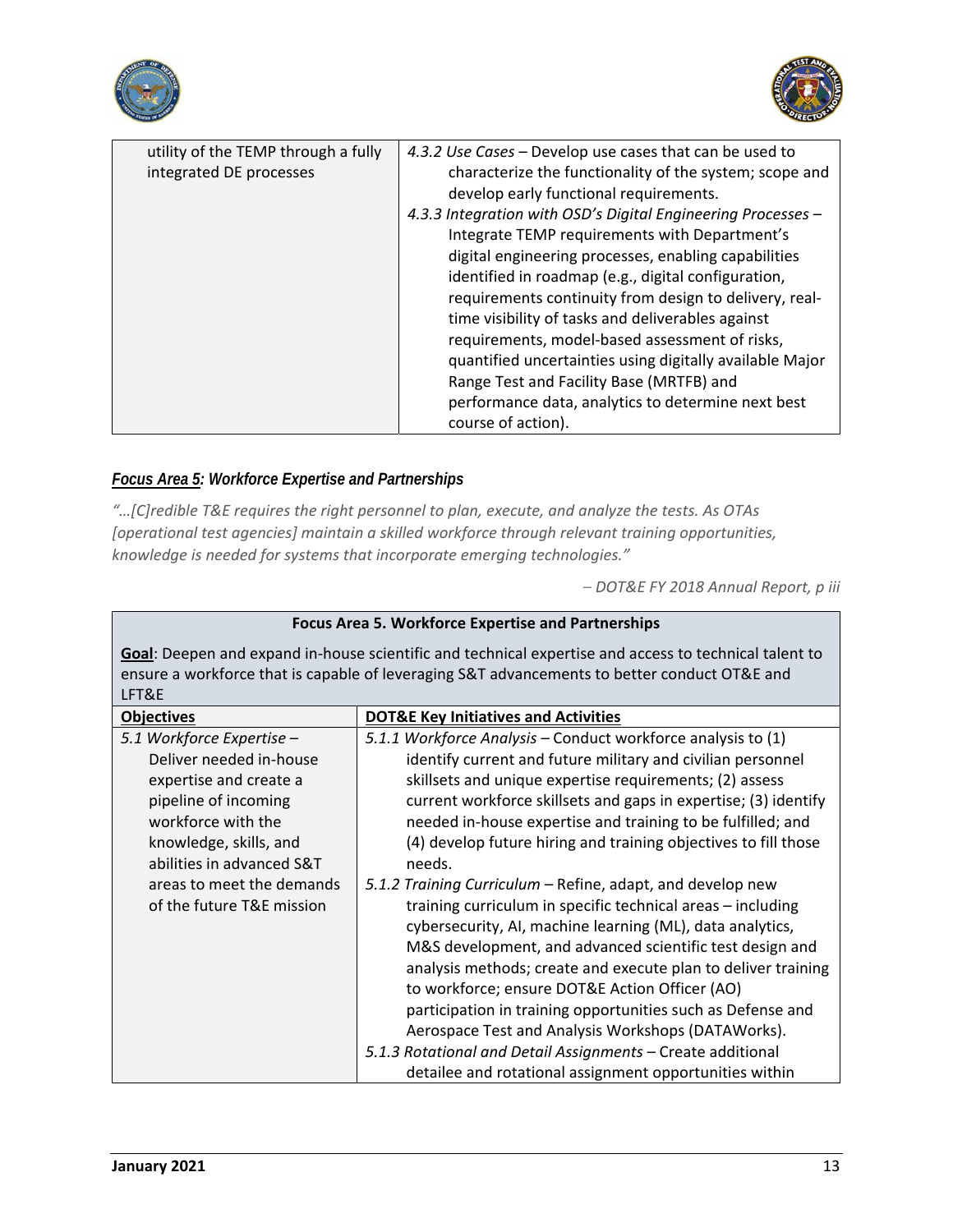| | |
|---|---|
| utility of the TEMP through a fully integrated DE processes | *4.3.2 Use Cases* – Develop use cases that can be used to characterize the functionality of the system; scope and develop early functional requirements.<br>*4.3.3 Integration with OSD's Digital Engineering Processes* – Integrate TEMP requirements with Department's digital engineering processes, enabling capabilities identified in roadmap (e.g., digital configuration, requirements continuity from design to delivery, real-time visibility of tasks and deliverables against requirements, model-based assessment of risks, quantified uncertainties using digitally available Major Range Test and Facility Base (MRTFB) and performance data, analytics to determine next best course of action). |

### *Focus Area 5: Workforce Expertise and Partnerships*

*"…[C]redible T&E requires the right personnel to plan, execute, and analyze the tests. As OTAs [operational test agencies] maintain a skilled workforce through relevant training opportunities, knowledge is needed for systems that incorporate emerging technologies."*

*– DOT&E FY 2018 Annual Report, p iii*

| **Focus Area 5. Workforce Expertise and Partnerships** | |
|---|---|
| **Goal**: Deepen and expand in-house scientific and technical expertise and access to technical talent to ensure a workforce that is capable of leveraging S&T advancements to better conduct OT&E and LFT&E | |
| **Objectives** | **DOT&E Key Initiatives and Activities** |
| *5.1 Workforce Expertise* – Deliver needed in-house expertise and create a pipeline of incoming workforce with the knowledge, skills, and abilities in advanced S&T areas to meet the demands of the future T&E mission | *5.1.1 Workforce Analysis* – Conduct workforce analysis to (1) identify current and future military and civilian personnel skillsets and unique expertise requirements; (2) assess current workforce skillsets and gaps in expertise; (3) identify needed in-house expertise and training to be fulfilled; and (4) develop future hiring and training objectives to fill those needs.<br>*5.1.2 Training Curriculum* – Refine, adapt, and develop new training curriculum in specific technical areas – including cybersecurity, AI, machine learning (ML), data analytics, M&S development, and advanced scientific test design and analysis methods; create and execute plan to deliver training to workforce; ensure DOT&E Action Officer (AO) participation in training opportunities such as Defense and Aerospace Test and Analysis Workshops (DATAWorks).<br>*5.1.3 Rotational and Detail Assignments* – Create additional detailee and rotational assignment opportunities within |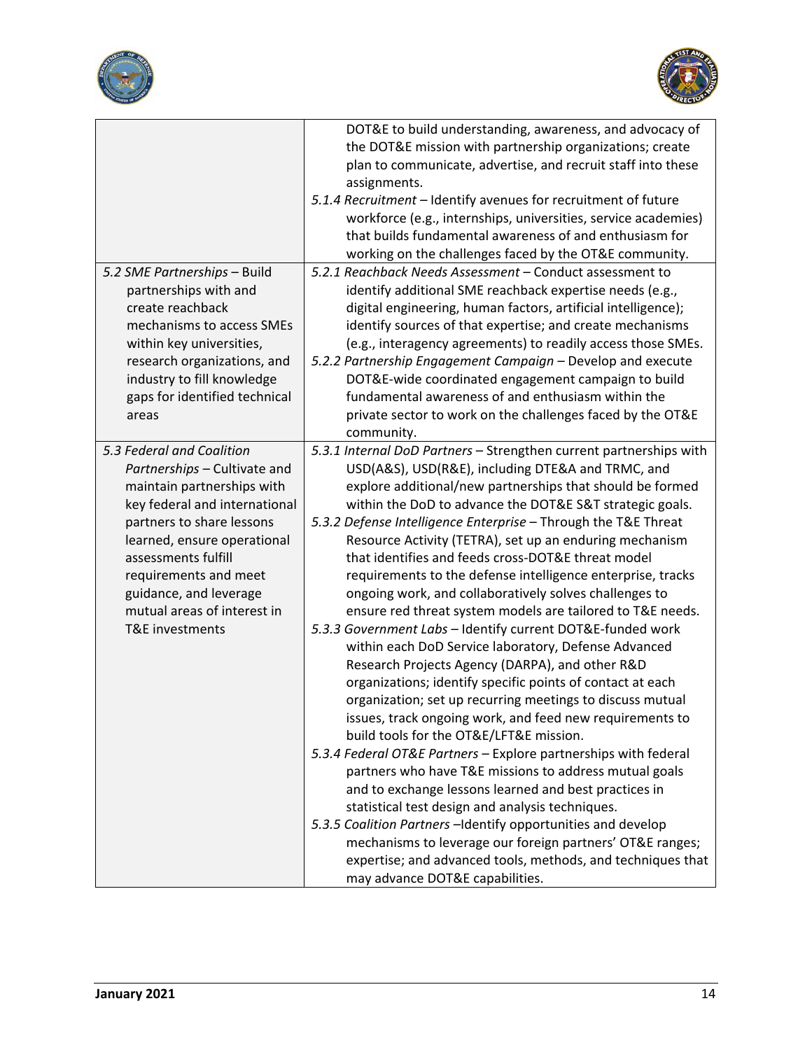| | |
|---|---|
| | DOT&E to build understanding, awareness, and advocacy of the DOT&E mission with partnership organizations; create plan to communicate, advertise, and recruit staff into these assignments.<br>*5.1.4 Recruitment* – Identify avenues for recruitment of future workforce (e.g., internships, universities, service academies) that builds fundamental awareness of and enthusiasm for working on the challenges faced by the OT&E community. |
| *5.2 SME Partnerships* – Build partnerships with and create reachback mechanisms to access SMEs within key universities, research organizations, and industry to fill knowledge gaps for identified technical areas | *5.2.1 Reachback Needs Assessment* – Conduct assessment to identify additional SME reachback expertise needs (e.g., digital engineering, human factors, artificial intelligence); identify sources of that expertise; and create mechanisms (e.g., interagency agreements) to readily access those SMEs.<br>*5.2.2 Partnership Engagement Campaign* – Develop and execute DOT&E-wide coordinated engagement campaign to build fundamental awareness of and enthusiasm within the private sector to work on the challenges faced by the OT&E community. |
| *5.3 Federal and Coalition Partnerships* – Cultivate and maintain partnerships with key federal and international partners to share lessons learned, ensure operational assessments fulfill requirements and meet guidance, and leverage mutual areas of interest in T&E investments | *5.3.1 Internal DoD Partners* – Strengthen current partnerships with USD(A&S), USD(R&E), including DTE&A and TRMC, and explore additional/new partnerships that should be formed within the DoD to advance the DOT&E S&T strategic goals.<br>*5.3.2 Defense Intelligence Enterprise* – Through the T&E Threat Resource Activity (TETRA), set up an enduring mechanism that identifies and feeds cross-DOT&E threat model requirements to the defense intelligence enterprise, tracks ongoing work, and collaboratively solves challenges to ensure red threat system models are tailored to T&E needs.<br>*5.3.3 Government Labs* – Identify current DOT&E-funded work within each DoD Service laboratory, Defense Advanced Research Projects Agency (DARPA), and other R&D organizations; identify specific points of contact at each organization; set up recurring meetings to discuss mutual issues, track ongoing work, and feed new requirements to build tools for the OT&E/LFT&E mission.<br>*5.3.4 Federal OT&E Partners* – Explore partnerships with federal partners who have T&E missions to address mutual goals and to exchange lessons learned and best practices in statistical test design and analysis techniques.<br>*5.3.5 Coalition Partners* –Identify opportunities and develop mechanisms to leverage our foreign partners' OT&E ranges; expertise; and advanced tools, methods, and techniques that may advance DOT&E capabilities. |

**January 2021**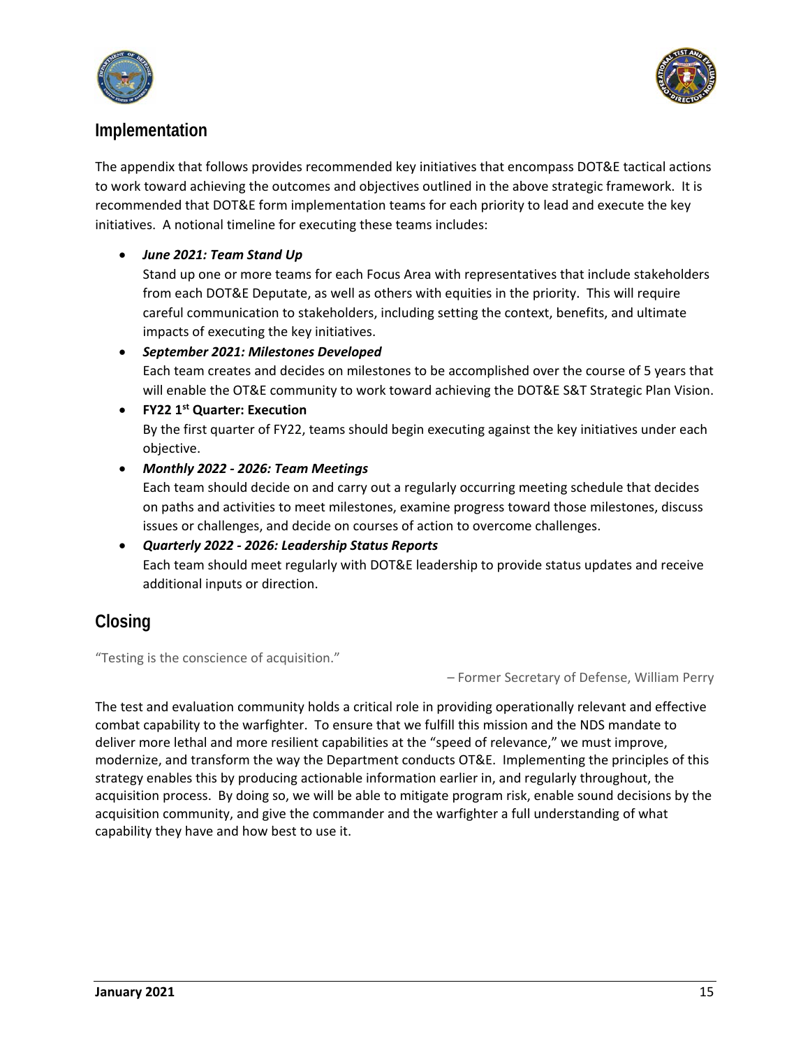## Implementation

The appendix that follows provides recommended key initiatives that encompass DOT&E tactical actions to work toward achieving the outcomes and objectives outlined in the above strategic framework. It is recommended that DOT&E form implementation teams for each priority to lead and execute the key initiatives. A notional timeline for executing these teams includes:

- ***June 2021: Team Stand Up***
  Stand up one or more teams for each Focus Area with representatives that include stakeholders from each DOT&E Deputate, as well as others with equities in the priority. This will require careful communication to stakeholders, including setting the context, benefits, and ultimate impacts of executing the key initiatives.
- ***September 2021: Milestones Developed***
  Each team creates and decides on milestones to be accomplished over the course of 5 years that will enable the OT&E community to work toward achieving the DOT&E S&T Strategic Plan Vision.
- **FY22 1st Quarter: Execution**
  By the first quarter of FY22, teams should begin executing against the key initiatives under each objective.
- ***Monthly 2022 - 2026: Team Meetings***
  Each team should decide on and carry out a regularly occurring meeting schedule that decides on paths and activities to meet milestones, examine progress toward those milestones, discuss issues or challenges, and decide on courses of action to overcome challenges.
- ***Quarterly 2022 - 2026: Leadership Status Reports***
  Each team should meet regularly with DOT&E leadership to provide status updates and receive additional inputs or direction.

## Closing

"Testing is the conscience of acquisition."

– Former Secretary of Defense, William Perry

The test and evaluation community holds a critical role in providing operationally relevant and effective combat capability to the warfighter. To ensure that we fulfill this mission and the NDS mandate to deliver more lethal and more resilient capabilities at the "speed of relevance," we must improve, modernize, and transform the way the Department conducts OT&E. Implementing the principles of this strategy enables this by producing actionable information earlier in, and regularly throughout, the acquisition process. By doing so, we will be able to mitigate program risk, enable sound decisions by the acquisition community, and give the commander and the warfighter a full understanding of what capability they have and how best to use it.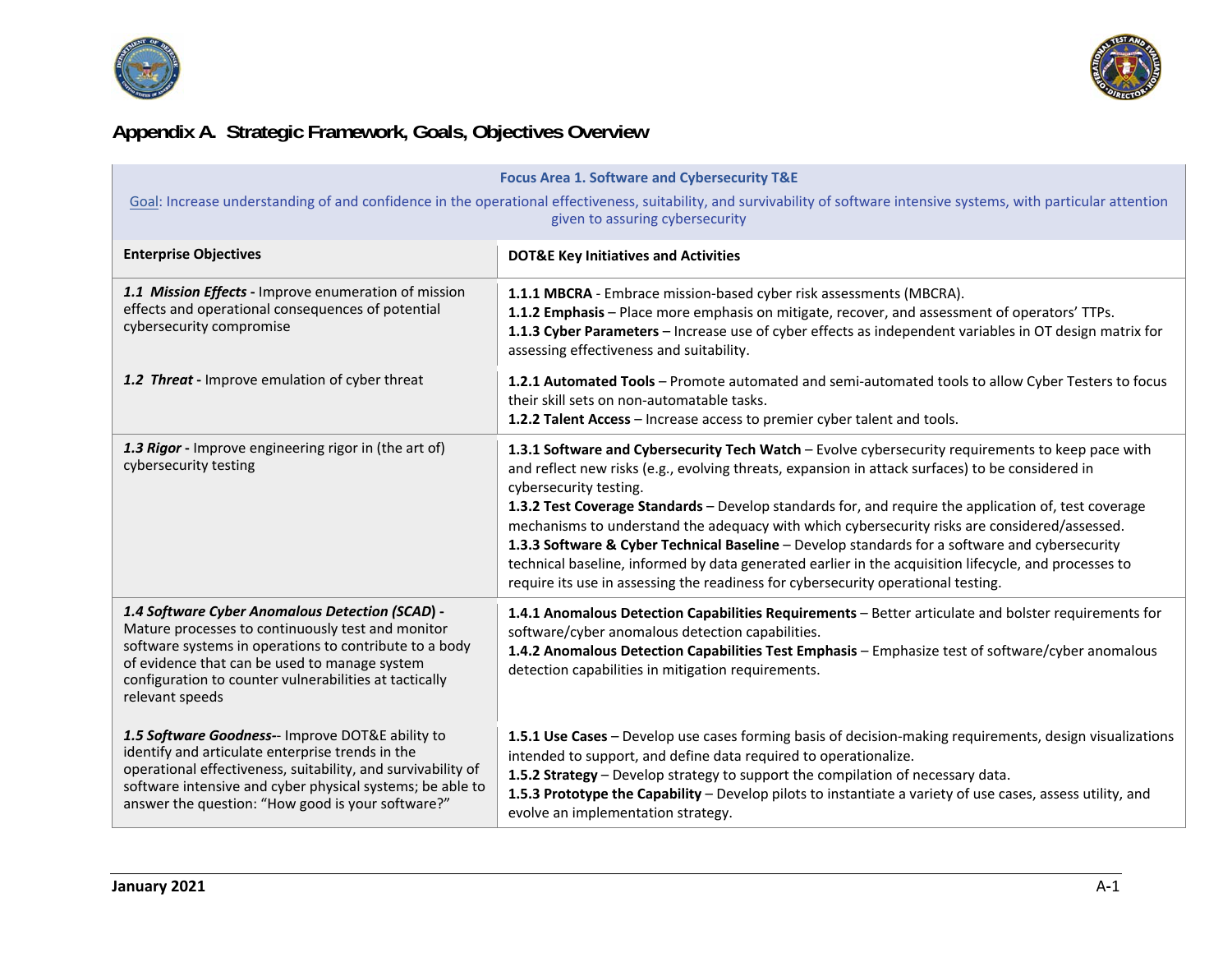## Appendix A.  Strategic Framework, Goals, Objectives Overview

| Focus Area 1. Software and Cybersecurity T&E | |
|---|---|
| Goal: Increase understanding of and confidence in the operational effectiveness, suitability, and survivability of software intensive systems, with particular attention given to assuring cybersecurity | |
| **Enterprise Objectives** | **DOT&E Key Initiatives and Activities** |
| ***1.1 Mission Effects* -** Improve enumeration of mission effects and operational consequences of potential cybersecurity compromise | **1.1.1 MBCRA** - Embrace mission-based cyber risk assessments (MBCRA).<br>**1.1.2 Emphasis** – Place more emphasis on mitigate, recover, and assessment of operators' TTPs.<br>**1.1.3 Cyber Parameters** – Increase use of cyber effects as independent variables in OT design matrix for assessing effectiveness and suitability. |
| ***1.2 Threat* -** Improve emulation of cyber threat | **1.2.1 Automated Tools** – Promote automated and semi-automated tools to allow Cyber Testers to focus their skill sets on non-automatable tasks.<br>**1.2.2 Talent Access** – Increase access to premier cyber talent and tools. |
| ***1.3 Rigor* -** Improve engineering rigor in (the art of) cybersecurity testing | **1.3.1 Software and Cybersecurity Tech Watch** – Evolve cybersecurity requirements to keep pace with and reflect new risks (e.g., evolving threats, expansion in attack surfaces) to be considered in cybersecurity testing.<br>**1.3.2 Test Coverage Standards** – Develop standards for, and require the application of, test coverage mechanisms to understand the adequacy with which cybersecurity risks are considered/assessed.<br>**1.3.3 Software & Cyber Technical Baseline** – Develop standards for a software and cybersecurity technical baseline, informed by data generated earlier in the acquisition lifecycle, and processes to require its use in assessing the readiness for cybersecurity operational testing. |
| ***1.4 Software Cyber Anomalous Detection (SCAD)* -** Mature processes to continuously test and monitor software systems in operations to contribute to a body of evidence that can be used to manage system configuration to counter vulnerabilities at tactically relevant speeds | **1.4.1 Anomalous Detection Capabilities Requirements** – Better articulate and bolster requirements for software/cyber anomalous detection capabilities.<br>**1.4.2 Anomalous Detection Capabilities Test Emphasis** – Emphasize test of software/cyber anomalous detection capabilities in mitigation requirements. |
| ***1.5 Software Goodness*--** Improve DOT&E ability to identify and articulate enterprise trends in the operational effectiveness, suitability, and survivability of software intensive and cyber physical systems; be able to answer the question: "How good is your software?" | **1.5.1 Use Cases** – Develop use cases forming basis of decision-making requirements, design visualizations intended to support, and define data required to operationalize.<br>**1.5.2 Strategy** – Develop strategy to support the compilation of necessary data.<br>**1.5.3 Prototype the Capability** – Develop pilots to instantiate a variety of use cases, assess utility, and evolve an implementation strategy. |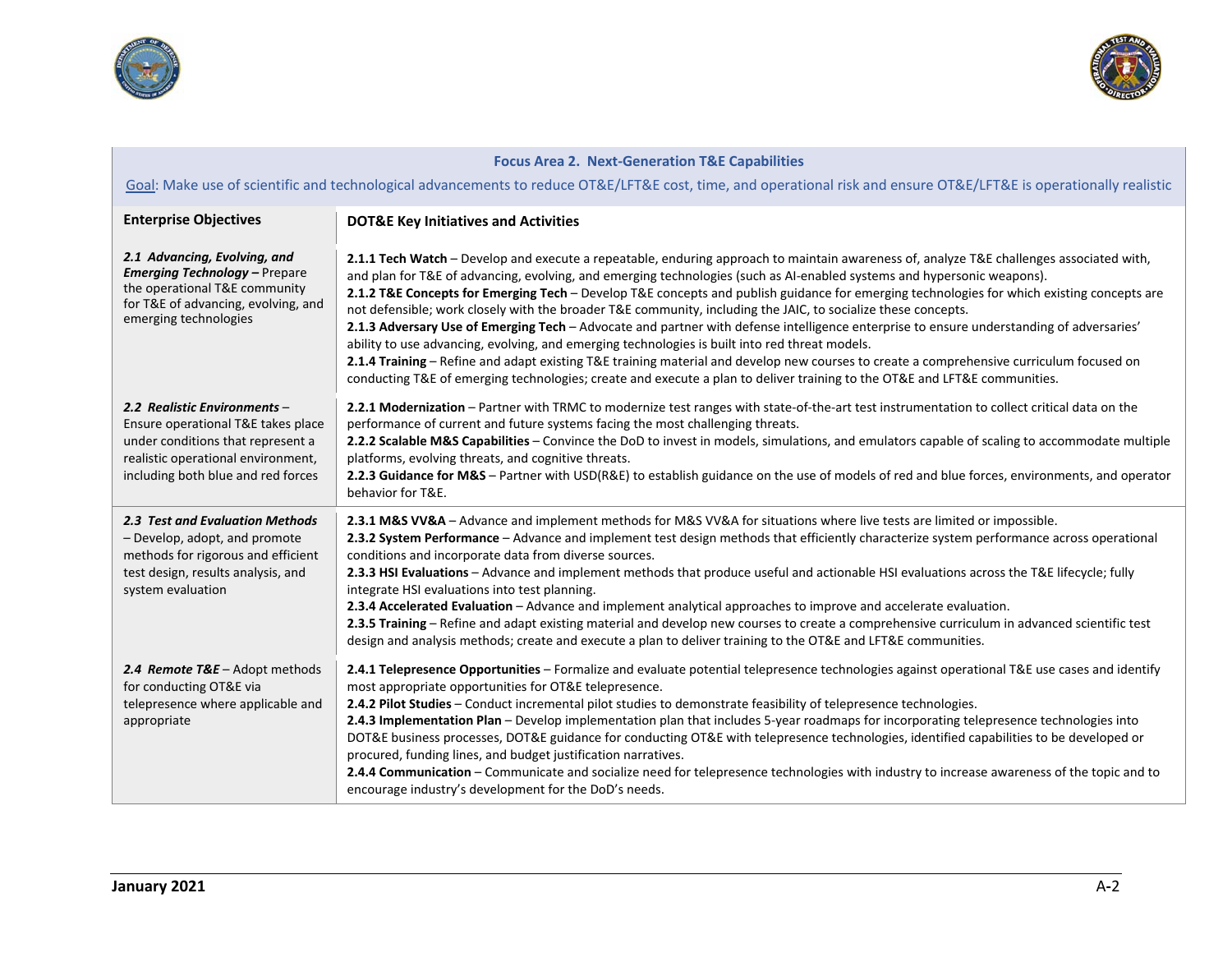| Focus Area 2. Next-Generation T&E Capabilities | |
|---|---|
| Goal: Make use of scientific and technological advancements to reduce OT&E/LFT&E cost, time, and operational risk and ensure OT&E/LFT&E is operationally realistic | |
| **Enterprise Objectives** | **DOT&E Key Initiatives and Activities** |
| ***2.1 Advancing, Evolving, and Emerging Technology –*** Prepare the operational T&E community for T&E of advancing, evolving, and emerging technologies | **2.1.1 Tech Watch** – Develop and execute a repeatable, enduring approach to maintain awareness of, analyze T&E challenges associated with, and plan for T&E of advancing, evolving, and emerging technologies (such as AI-enabled systems and hypersonic weapons).<br>**2.1.2 T&E Concepts for Emerging Tech** – Develop T&E concepts and publish guidance for emerging technologies for which existing concepts are not defensible; work closely with the broader T&E community, including the JAIC, to socialize these concepts.<br>**2.1.3 Adversary Use of Emerging Tech** – Advocate and partner with defense intelligence enterprise to ensure understanding of adversaries' ability to use advancing, evolving, and emerging technologies is built into red threat models.<br>**2.1.4 Training** – Refine and adapt existing T&E training material and develop new courses to create a comprehensive curriculum focused on conducting T&E of emerging technologies; create and execute a plan to deliver training to the OT&E and LFT&E communities. |
| ***2.2 Realistic Environments*** – Ensure operational T&E takes place under conditions that represent a realistic operational environment, including both blue and red forces | **2.2.1 Modernization** – Partner with TRMC to modernize test ranges with state-of-the-art test instrumentation to collect critical data on the performance of current and future systems facing the most challenging threats.<br>**2.2.2 Scalable M&S Capabilities** – Convince the DoD to invest in models, simulations, and emulators capable of scaling to accommodate multiple platforms, evolving threats, and cognitive threats.<br>**2.2.3 Guidance for M&S** – Partner with USD(R&E) to establish guidance on the use of models of red and blue forces, environments, and operator behavior for T&E. |
| ***2.3 Test and Evaluation Methods*** – Develop, adopt, and promote methods for rigorous and efficient test design, results analysis, and system evaluation | **2.3.1 M&S VV&A** – Advance and implement methods for M&S VV&A for situations where live tests are limited or impossible.<br>**2.3.2 System Performance** – Advance and implement test design methods that efficiently characterize system performance across operational conditions and incorporate data from diverse sources.<br>**2.3.3 HSI Evaluations** – Advance and implement methods that produce useful and actionable HSI evaluations across the T&E lifecycle; fully integrate HSI evaluations into test planning.<br>**2.3.4 Accelerated Evaluation** – Advance and implement analytical approaches to improve and accelerate evaluation.<br>**2.3.5 Training** – Refine and adapt existing material and develop new courses to create a comprehensive curriculum in advanced scientific test design and analysis methods; create and execute a plan to deliver training to the OT&E and LFT&E communities. |
| ***2.4 Remote T&E*** – Adopt methods for conducting OT&E via telepresence where applicable and appropriate | **2.4.1 Telepresence Opportunities** – Formalize and evaluate potential telepresence technologies against operational T&E use cases and identify most appropriate opportunities for OT&E telepresence.<br>**2.4.2 Pilot Studies** – Conduct incremental pilot studies to demonstrate feasibility of telepresence technologies.<br>**2.4.3 Implementation Plan** – Develop implementation plan that includes 5-year roadmaps for incorporating telepresence technologies into DOT&E business processes, DOT&E guidance for conducting OT&E with telepresence technologies, identified capabilities to be developed or procured, funding lines, and budget justification narratives.<br>**2.4.4 Communication** – Communicate and socialize need for telepresence technologies with industry to increase awareness of the topic and to encourage industry's development for the DoD's needs. |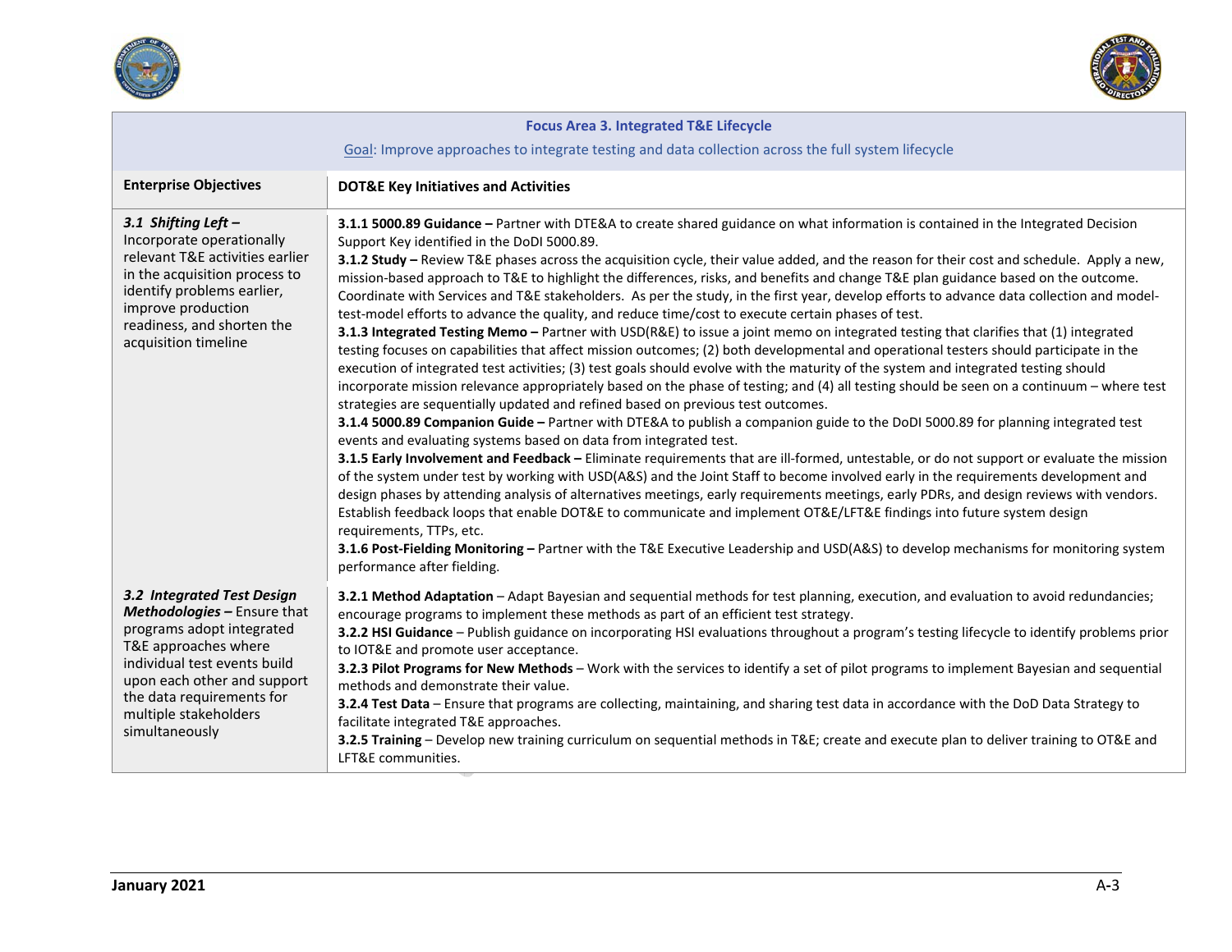**Focus Area 3. Integrated T&E Lifecycle**

Goal: Improve approaches to integrate testing and data collection across the full system lifecycle

| Enterprise Objectives | DOT&E Key Initiatives and Activities |
|---|---|
| ***3.1 Shifting Left –*** Incorporate operationally relevant T&E activities earlier in the acquisition process to identify problems earlier, improve production readiness, and shorten the acquisition timeline | **3.1.1 5000.89 Guidance –** Partner with DTE&A to create shared guidance on what information is contained in the Integrated Decision Support Key identified in the DoDI 5000.89.<br>**3.1.2 Study –** Review T&E phases across the acquisition cycle, their value added, and the reason for their cost and schedule. Apply a new, mission-based approach to T&E to highlight the differences, risks, and benefits and change T&E plan guidance based on the outcome. Coordinate with Services and T&E stakeholders. As per the study, in the first year, develop efforts to advance data collection and model-test-model efforts to advance the quality, and reduce time/cost to execute certain phases of test.<br>**3.1.3 Integrated Testing Memo –** Partner with USD(R&E) to issue a joint memo on integrated testing that clarifies that (1) integrated testing focuses on capabilities that affect mission outcomes; (2) both developmental and operational testers should participate in the execution of integrated test activities; (3) test goals should evolve with the maturity of the system and integrated testing should incorporate mission relevance appropriately based on the phase of testing; and (4) all testing should be seen on a continuum – where test strategies are sequentially updated and refined based on previous test outcomes.<br>**3.1.4 5000.89 Companion Guide –** Partner with DTE&A to publish a companion guide to the DoDI 5000.89 for planning integrated test events and evaluating systems based on data from integrated test.<br>**3.1.5 Early Involvement and Feedback –** Eliminate requirements that are ill-formed, untestable, or do not support or evaluate the mission of the system under test by working with USD(A&S) and the Joint Staff to become involved early in the requirements development and design phases by attending analysis of alternatives meetings, early requirements meetings, early PDRs, and design reviews with vendors. Establish feedback loops that enable DOT&E to communicate and implement OT&E/LFT&E findings into future system design requirements, TTPs, etc.<br>**3.1.6 Post-Fielding Monitoring –** Partner with the T&E Executive Leadership and USD(A&S) to develop mechanisms for monitoring system performance after fielding. |
| ***3.2 Integrated Test Design Methodologies –*** Ensure that programs adopt integrated T&E approaches where individual test events build upon each other and support the data requirements for multiple stakeholders simultaneously | **3.2.1 Method Adaptation** – Adapt Bayesian and sequential methods for test planning, execution, and evaluation to avoid redundancies; encourage programs to implement these methods as part of an efficient test strategy.<br>**3.2.2 HSI Guidance** – Publish guidance on incorporating HSI evaluations throughout a program's testing lifecycle to identify problems prior to IOT&E and promote user acceptance.<br>**3.2.3 Pilot Programs for New Methods** – Work with the services to identify a set of pilot programs to implement Bayesian and sequential methods and demonstrate their value.<br>**3.2.4 Test Data** – Ensure that programs are collecting, maintaining, and sharing test data in accordance with the DoD Data Strategy to facilitate integrated T&E approaches.<br>**3.2.5 Training** – Develop new training curriculum on sequential methods in T&E; create and execute plan to deliver training to OT&E and LFT&E communities. |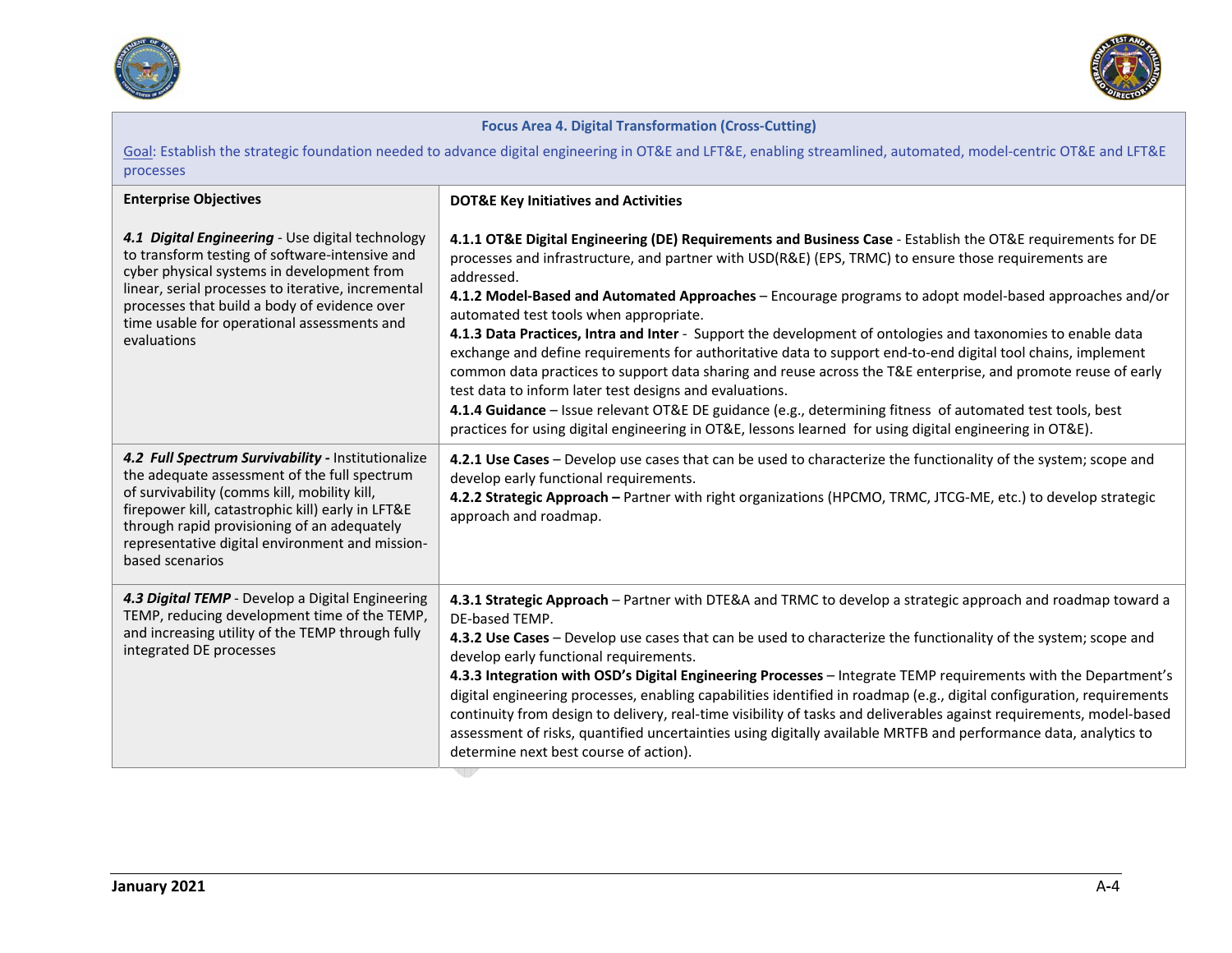| Focus Area 4. Digital Transformation (Cross-Cutting) | |
|---|---|
| Goal: Establish the strategic foundation needed to advance digital engineering in OT&E and LFT&E, enabling streamlined, automated, model-centric OT&E and LFT&E processes | |
| **Enterprise Objectives** | **DOT&E Key Initiatives and Activities** |
| ***4.1 Digital Engineering*** - Use digital technology to transform testing of software-intensive and cyber physical systems in development from linear, serial processes to iterative, incremental processes that build a body of evidence over time usable for operational assessments and evaluations | **4.1.1 OT&E Digital Engineering (DE) Requirements and Business Case** - Establish the OT&E requirements for DE processes and infrastructure, and partner with USD(R&E) (EPS, TRMC) to ensure those requirements are addressed.<br>**4.1.2 Model-Based and Automated Approaches** – Encourage programs to adopt model-based approaches and/or automated test tools when appropriate.<br>**4.1.3 Data Practices, Intra and Inter** - Support the development of ontologies and taxonomies to enable data exchange and define requirements for authoritative data to support end-to-end digital tool chains, implement common data practices to support data sharing and reuse across the T&E enterprise, and promote reuse of early test data to inform later test designs and evaluations.<br>**4.1.4 Guidance** – Issue relevant OT&E DE guidance (e.g., determining fitness of automated test tools, best practices for using digital engineering in OT&E, lessons learned for using digital engineering in OT&E). |
| ***4.2 Full Spectrum Survivability -*** Institutionalize the adequate assessment of the full spectrum of survivability (comms kill, mobility kill, firepower kill, catastrophic kill) early in LFT&E through rapid provisioning of an adequately representative digital environment and mission-based scenarios | **4.2.1 Use Cases** – Develop use cases that can be used to characterize the functionality of the system; scope and develop early functional requirements.<br>**4.2.2 Strategic Approach –** Partner with right organizations (HPCMO, TRMC, JTCG-ME, etc.) to develop strategic approach and roadmap. |
| ***4.3 Digital TEMP*** - Develop a Digital Engineering TEMP, reducing development time of the TEMP, and increasing utility of the TEMP through fully integrated DE processes | **4.3.1 Strategic Approach** – Partner with DTE&A and TRMC to develop a strategic approach and roadmap toward a DE-based TEMP.<br>**4.3.2 Use Cases** – Develop use cases that can be used to characterize the functionality of the system; scope and develop early functional requirements.<br>**4.3.3 Integration with OSD's Digital Engineering Processes** – Integrate TEMP requirements with the Department's digital engineering processes, enabling capabilities identified in roadmap (e.g., digital configuration, requirements continuity from design to delivery, real-time visibility of tasks and deliverables against requirements, model-based assessment of risks, quantified uncertainties using digitally available MRTFB and performance data, analytics to determine next best course of action). |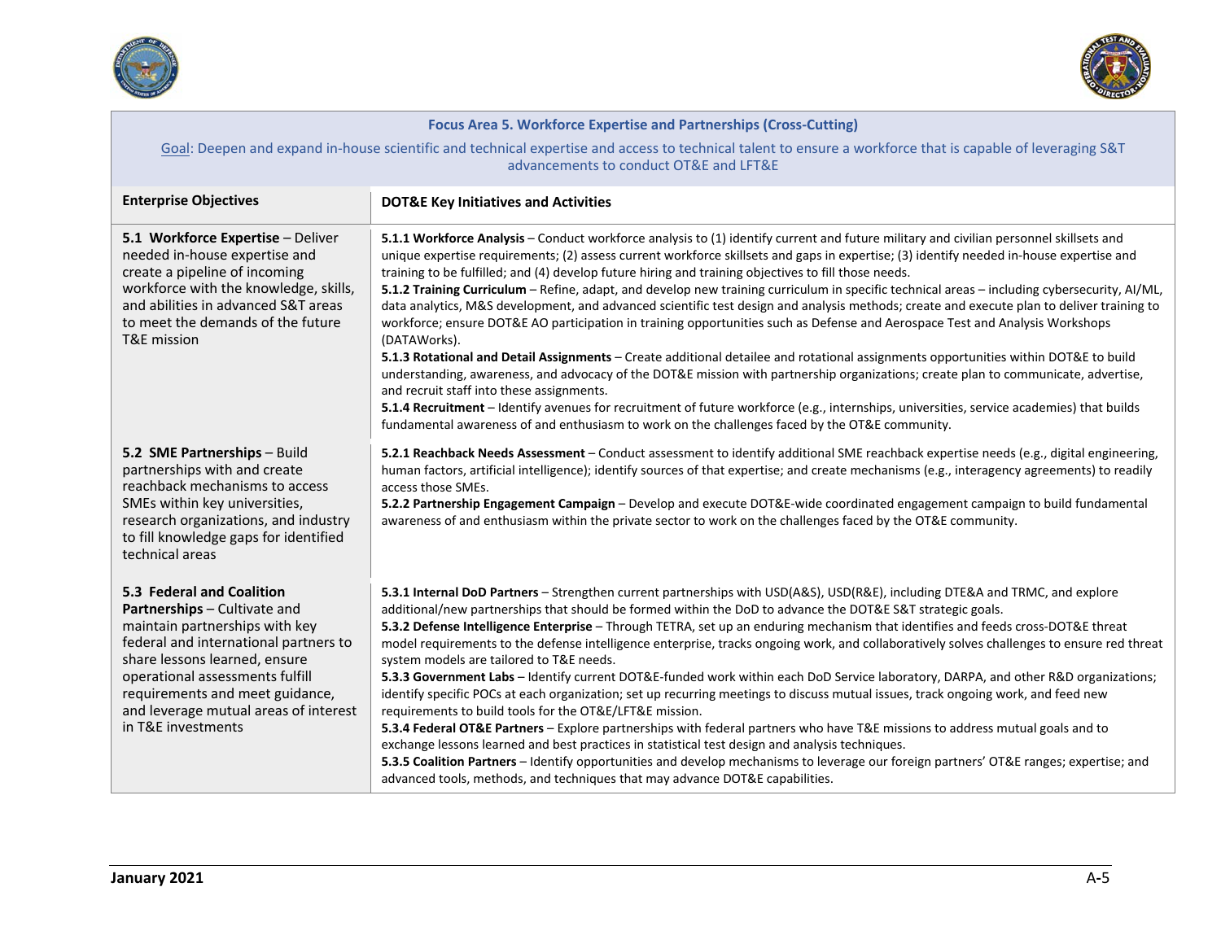**Focus Area 5. Workforce Expertise and Partnerships (Cross-Cutting)**

Goal: Deepen and expand in-house scientific and technical expertise and access to technical talent to ensure a workforce that is capable of leveraging S&T advancements to conduct OT&E and LFT&E

| Enterprise Objectives | DOT&E Key Initiatives and Activities |
|---|---|
| **5.1 Workforce Expertise** – Deliver needed in-house expertise and create a pipeline of incoming workforce with the knowledge, skills, and abilities in advanced S&T areas to meet the demands of the future T&E mission | **5.1.1 Workforce Analysis** – Conduct workforce analysis to (1) identify current and future military and civilian personnel skillsets and unique expertise requirements; (2) assess current workforce skillsets and gaps in expertise; (3) identify needed in-house expertise and training to be fulfilled; and (4) develop future hiring and training objectives to fill those needs.<br>**5.1.2 Training Curriculum** – Refine, adapt, and develop new training curriculum in specific technical areas – including cybersecurity, AI/ML, data analytics, M&S development, and advanced scientific test design and analysis methods; create and execute plan to deliver training to workforce; ensure DOT&E AO participation in training opportunities such as Defense and Aerospace Test and Analysis Workshops (DATAWorks).<br>**5.1.3 Rotational and Detail Assignments** – Create additional detailee and rotational assignments opportunities within DOT&E to build understanding, awareness, and advocacy of the DOT&E mission with partnership organizations; create plan to communicate, advertise, and recruit staff into these assignments.<br>**5.1.4 Recruitment** – Identify avenues for recruitment of future workforce (e.g., internships, universities, service academies) that builds fundamental awareness of and enthusiasm to work on the challenges faced by the OT&E community. |
| **5.2 SME Partnerships** – Build partnerships with and create reachback mechanisms to access SMEs within key universities, research organizations, and industry to fill knowledge gaps for identified technical areas | **5.2.1 Reachback Needs Assessment** – Conduct assessment to identify additional SME reachback expertise needs (e.g., digital engineering, human factors, artificial intelligence); identify sources of that expertise; and create mechanisms (e.g., interagency agreements) to readily access those SMEs.<br>**5.2.2 Partnership Engagement Campaign** – Develop and execute DOT&E-wide coordinated engagement campaign to build fundamental awareness of and enthusiasm within the private sector to work on the challenges faced by the OT&E community. |
| **5.3 Federal and Coalition Partnerships** – Cultivate and maintain partnerships with key federal and international partners to share lessons learned, ensure operational assessments fulfill requirements and meet guidance, and leverage mutual areas of interest in T&E investments | **5.3.1 Internal DoD Partners** – Strengthen current partnerships with USD(A&S), USD(R&E), including DTE&A and TRMC, and explore additional/new partnerships that should be formed within the DoD to advance the DOT&E S&T strategic goals.<br>**5.3.2 Defense Intelligence Enterprise** – Through TETRA, set up an enduring mechanism that identifies and feeds cross-DOT&E threat model requirements to the defense intelligence enterprise, tracks ongoing work, and collaboratively solves challenges to ensure red threat system models are tailored to T&E needs.<br>**5.3.3 Government Labs** – Identify current DOT&E-funded work within each DoD Service laboratory, DARPA, and other R&D organizations; identify specific POCs at each organization; set up recurring meetings to discuss mutual issues, track ongoing work, and feed new requirements to build tools for the OT&E/LFT&E mission.<br>**5.3.4 Federal OT&E Partners** – Explore partnerships with federal partners who have T&E missions to address mutual goals and to exchange lessons learned and best practices in statistical test design and analysis techniques.<br>**5.3.5 Coalition Partners** – Identify opportunities and develop mechanisms to leverage our foreign partners' OT&E ranges; expertise; and advanced tools, methods, and techniques that may advance DOT&E capabilities. |